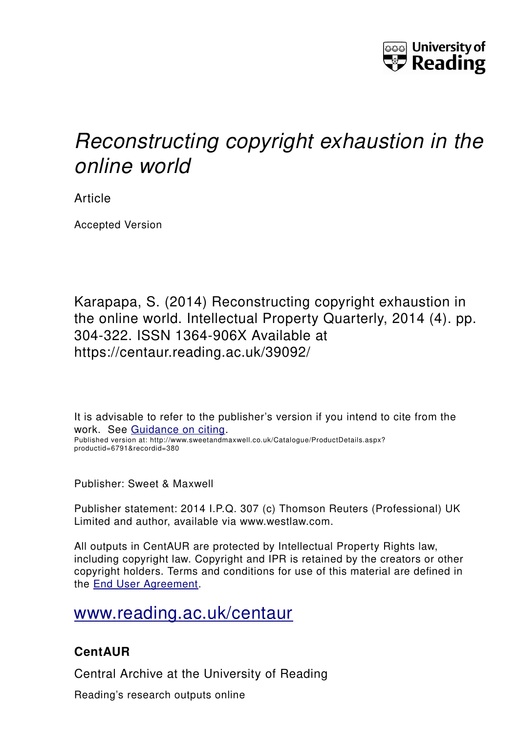University of Reading

# *Reconstructing copyright exhaustion in the online world*

Article

Accepted Version

Karapapa, S. (2014) Reconstructing copyright exhaustion in the online world. Intellectual Property Quarterly, 2014 (4). pp. 304-322. ISSN 1364-906X Available at https://centaur.reading.ac.uk/39092/

It is advisable to refer to the publisher's version if you intend to cite from the work. See Guidance on citing.

Published version at: http://www.sweetandmaxwell.co.uk/Catalogue/ProductDetails.aspx?productid=6791&recordid=380

Publisher: Sweet & Maxwell

Publisher statement: 2014 I.P.Q. 307 (c) Thomson Reuters (Professional) UK Limited and author, available via www.westlaw.com.

All outputs in CentAUR are protected by Intellectual Property Rights law, including copyright law. Copyright and IPR is retained by the creators or other copyright holders. Terms and conditions for use of this material are defined in the End User Agreement.

www.reading.ac.uk/centaur

**CentAUR**

Central Archive at the University of Reading

Reading's research outputs online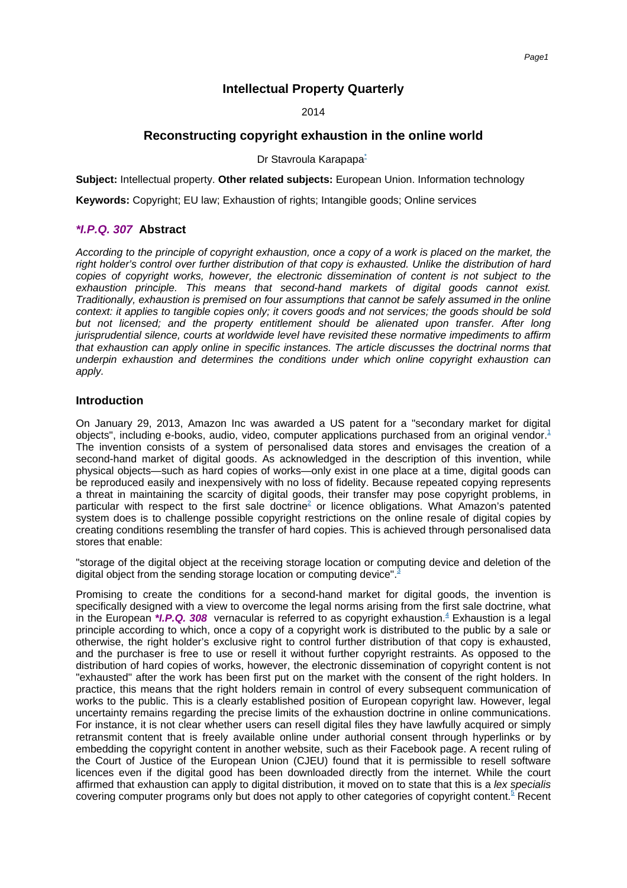# Intellectual Property Quarterly

2014

## Reconstructing copyright exhaustion in the online world

Dr Stavroula Karapapa[*]

**Subject:** Intellectual property. **Other related subjects:** European Union. Information technology

**Keywords:** Copyright; EU law; Exhaustion of rights; Intangible goods; Online services

### *I.P.Q. 307 Abstract

*According to the principle of copyright exhaustion, once a copy of a work is placed on the market, the right holder's control over further distribution of that copy is exhausted. Unlike the distribution of hard copies of copyright works, however, the electronic dissemination of content is not subject to the exhaustion principle. This means that second-hand markets of digital goods cannot exist. Traditionally, exhaustion is premised on four assumptions that cannot be safely assumed in the online context: it applies to tangible copies only; it covers goods and not services; the goods should be sold but not licensed; and the property entitlement should be alienated upon transfer. After long jurisprudential silence, courts at worldwide level have revisited these normative impediments to affirm that exhaustion can apply online in specific instances. The article discusses the doctrinal norms that underpin exhaustion and determines the conditions under which online copyright exhaustion can apply.*

### Introduction

On January 29, 2013, Amazon Inc was awarded a US patent for a "secondary market for digital objects", including e-books, audio, video, computer applications purchased from an original vendor.[1] The invention consists of a system of personalised data stores and envisages the creation of a second-hand market of digital goods. As acknowledged in the description of this invention, while physical objects—such as hard copies of works—only exist in one place at a time, digital goods can be reproduced easily and inexpensively with no loss of fidelity. Because repeated copying represents a threat in maintaining the scarcity of digital goods, their transfer may pose copyright problems, in particular with respect to the first sale doctrine[2] or licence obligations. What Amazon's patented system does is to challenge possible copyright restrictions on the online resale of digital copies by creating conditions resembling the transfer of hard copies. This is achieved through personalised data stores that enable:

"storage of the digital object at the receiving storage location or computing device and deletion of the digital object from the sending storage location or computing device".[3]

Promising to create the conditions for a second-hand market for digital goods, the invention is specifically designed with a view to overcome the legal norms arising from the first sale doctrine, what in the European *I.P.Q. 308 vernacular is referred to as copyright exhaustion.[4] Exhaustion is a legal principle according to which, once a copy of a copyright work is distributed to the public by a sale or otherwise, the right holder's exclusive right to control further distribution of that copy is exhausted, and the purchaser is free to use or resell it without further copyright restraints. As opposed to the distribution of hard copies of works, however, the electronic dissemination of copyright content is not "exhausted" after the work has been first put on the market with the consent of the right holders. In practice, this means that the right holders remain in control of every subsequent communication of works to the public. This is a clearly established position of European copyright law. However, legal uncertainty remains regarding the precise limits of the exhaustion doctrine in online communications. For instance, it is not clear whether users can resell digital files they have lawfully acquired or simply retransmit content that is freely available online under authorial consent through hyperlinks or by embedding the copyright content in another website, such as their Facebook page. A recent ruling of the Court of Justice of the European Union (CJEU) found that it is permissible to resell software licences even if the digital good has been downloaded directly from the internet. While the court affirmed that exhaustion can apply to digital distribution, it moved on to state that this is a *lex specialis* covering computer programs only but does not apply to other categories of copyright content.[5] Recent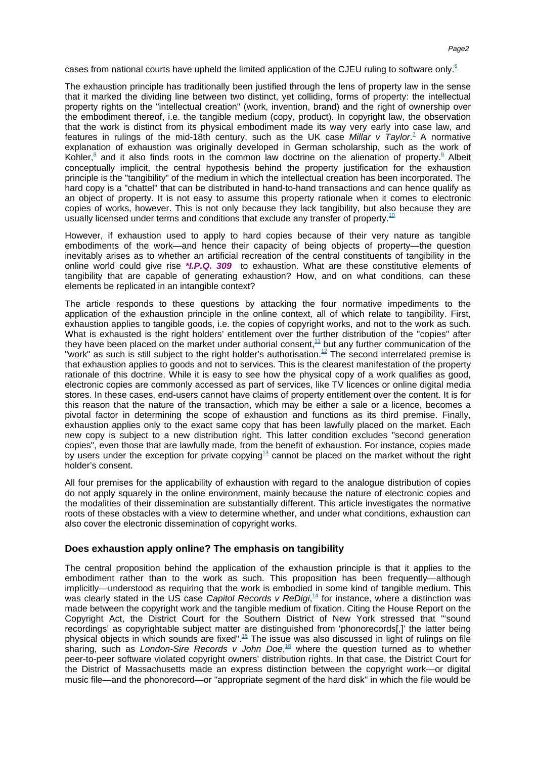cases from national courts have upheld the limited application of the CJEU ruling to software only.[6]

The exhaustion principle has traditionally been justified through the lens of property law in the sense that it marked the dividing line between two distinct, yet colliding, forms of property: the intellectual property rights on the "intellectual creation" (work, invention, brand) and the right of ownership over the embodiment thereof, i.e. the tangible medium (copy, product). In copyright law, the observation that the work is distinct from its physical embodiment made its way very early into case law, and features in rulings of the mid-18th century, such as the UK case *Millar v Taylor*.[7] A normative explanation of exhaustion was originally developed in German scholarship, such as the work of Kohler,[8] and it also finds roots in the common law doctrine on the alienation of property.[9] Albeit conceptually implicit, the central hypothesis behind the property justification for the exhaustion principle is the "tangibility" of the medium in which the intellectual creation has been incorporated. The hard copy is a "chattel" that can be distributed in hand-to-hand transactions and can hence qualify as an object of property. It is not easy to assume this property rationale when it comes to electronic copies of works, however. This is not only because they lack tangibility, but also because they are usually licensed under terms and conditions that exclude any transfer of property.[10]

However, if exhaustion used to apply to hard copies because of their very nature as tangible embodiments of the work—and hence their capacity of being objects of property—the question inevitably arises as to whether an artificial recreation of the central constituents of tangibility in the online world could give rise ***I.P.Q. 309*** to exhaustion. What are these constitutive elements of tangibility that are capable of generating exhaustion? How, and on what conditions, can these elements be replicated in an intangible context?

The article responds to these questions by attacking the four normative impediments to the application of the exhaustion principle in the online context, all of which relate to tangibility. First, exhaustion applies to tangible goods, i.e. the copies of copyright works, and not to the work as such. What is exhausted is the right holders' entitlement over the further distribution of the "copies" after they have been placed on the market under authorial consent,[11] but any further communication of the "work" as such is still subject to the right holder's authorisation.[12] The second interrelated premise is that exhaustion applies to goods and not to services. This is the clearest manifestation of the property rationale of this doctrine. While it is easy to see how the physical copy of a work qualifies as good, electronic copies are commonly accessed as part of services, like TV licences or online digital media stores. In these cases, end-users cannot have claims of property entitlement over the content. It is for this reason that the nature of the transaction, which may be either a sale or a licence, becomes a pivotal factor in determining the scope of exhaustion and functions as its third premise. Finally, exhaustion applies only to the exact same copy that has been lawfully placed on the market. Each new copy is subject to a new distribution right. This latter condition excludes "second generation copies", even those that are lawfully made, from the benefit of exhaustion. For instance, copies made by users under the exception for private copying[13] cannot be placed on the market without the right holder's consent.

All four premises for the applicability of exhaustion with regard to the analogue distribution of copies do not apply squarely in the online environment, mainly because the nature of electronic copies and the modalities of their dissemination are substantially different. This article investigates the normative roots of these obstacles with a view to determine whether, and under what conditions, exhaustion can also cover the electronic dissemination of copyright works.

## Does exhaustion apply online? The emphasis on tangibility

The central proposition behind the application of the exhaustion principle is that it applies to the embodiment rather than to the work as such. This proposition has been frequently—although implicitly—understood as requiring that the work is embodied in some kind of tangible medium. This was clearly stated in the US case *Capitol Records v ReDigi*,[14] for instance, where a distinction was made between the copyright work and the tangible medium of fixation. Citing the House Report on the Copyright Act, the District Court for the Southern District of New York stressed that "'sound recordings' as copyrightable subject matter are distinguished from 'phonorecords[,]' the latter being physical objects in which sounds are fixed".[15] The issue was also discussed in light of rulings on file sharing, such as *London-Sire Records v John Doe*,[16] where the question turned as to whether peer-to-peer software violated copyright owners' distribution rights. In that case, the District Court for the District of Massachusetts made an express distinction between the copyright work—or digital music file—and the phonorecord—or "appropriate segment of the hard disk" in which the file would be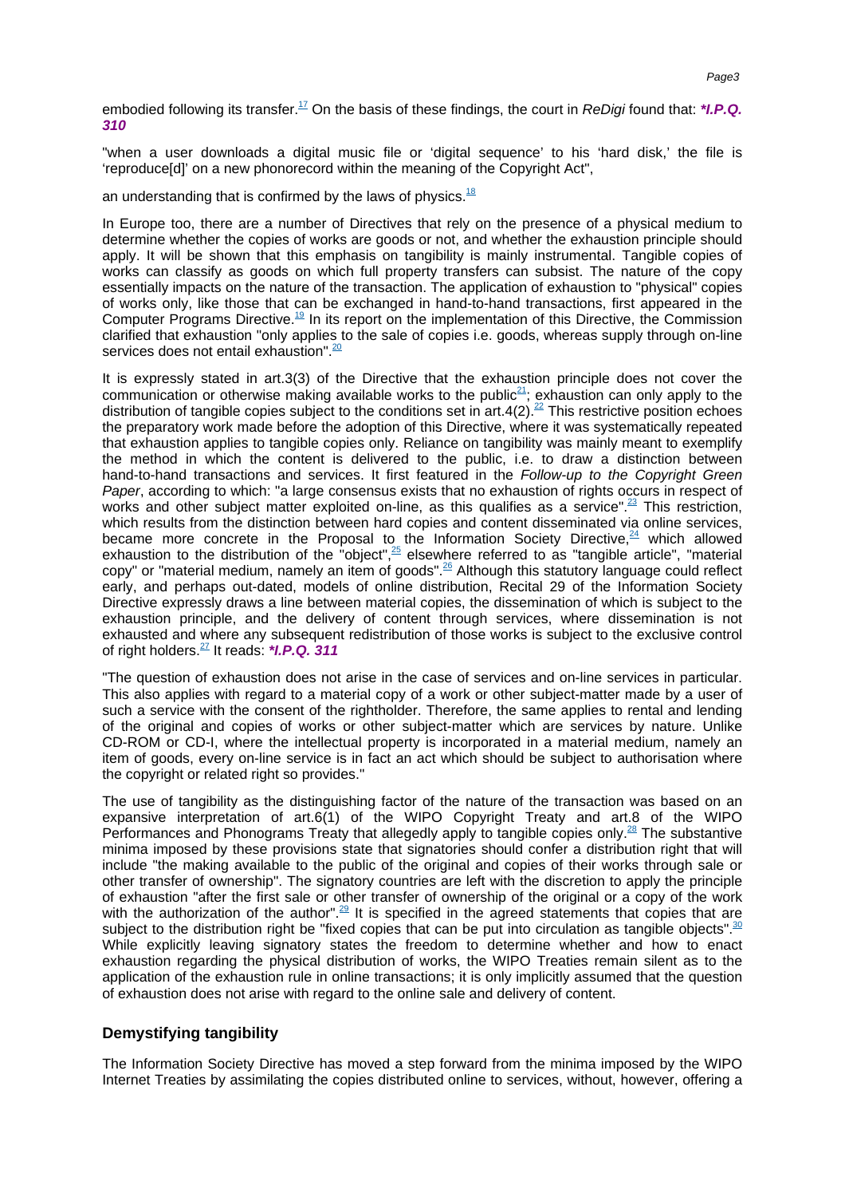embodied following its transfer.[17] On the basis of these findings, the court in *ReDigi* found that: ***I.P.Q. 310**

"when a user downloads a digital music file or 'digital sequence' to his 'hard disk,' the file is 'reproduce[d]' on a new phonorecord within the meaning of the Copyright Act",

an understanding that is confirmed by the laws of physics.[18]

In Europe too, there are a number of Directives that rely on the presence of a physical medium to determine whether the copies of works are goods or not, and whether the exhaustion principle should apply. It will be shown that this emphasis on tangibility is mainly instrumental. Tangible copies of works can classify as goods on which full property transfers can subsist. The nature of the copy essentially impacts on the nature of the transaction. The application of exhaustion to "physical" copies of works only, like those that can be exchanged in hand-to-hand transactions, first appeared in the Computer Programs Directive.[19] In its report on the implementation of this Directive, the Commission clarified that exhaustion "only applies to the sale of copies i.e. goods, whereas supply through on-line services does not entail exhaustion".[20]

It is expressly stated in art.3(3) of the Directive that the exhaustion principle does not cover the communication or otherwise making available works to the public[21]; exhaustion can only apply to the distribution of tangible copies subject to the conditions set in art.4(2).[22] This restrictive position echoes the preparatory work made before the adoption of this Directive, where it was systematically repeated that exhaustion applies to tangible copies only. Reliance on tangibility was mainly meant to exemplify the method in which the content is delivered to the public, i.e. to draw a distinction between hand-to-hand transactions and services. It first featured in the *Follow-up to the Copyright Green Paper*, according to which: "a large consensus exists that no exhaustion of rights occurs in respect of works and other subject matter exploited on-line, as this qualifies as a service".[23] This restriction, which results from the distinction between hard copies and content disseminated via online services, became more concrete in the Proposal to the Information Society Directive,[24] which allowed exhaustion to the distribution of the "object",[25] elsewhere referred to as "tangible article", "material copy" or "material medium, namely an item of goods".[26] Although this statutory language could reflect early, and perhaps out-dated, models of online distribution, Recital 29 of the Information Society Directive expressly draws a line between material copies, the dissemination of which is subject to the exhaustion principle, and the delivery of content through services, where dissemination is not exhausted and where any subsequent redistribution of those works is subject to the exclusive control of right holders.[27] It reads: ***I.P.Q. 311**

"The question of exhaustion does not arise in the case of services and on-line services in particular. This also applies with regard to a material copy of a work or other subject-matter made by a user of such a service with the consent of the rightholder. Therefore, the same applies to rental and lending of the original and copies of works or other subject-matter which are services by nature. Unlike CD-ROM or CD-I, where the intellectual property is incorporated in a material medium, namely an item of goods, every on-line service is in fact an act which should be subject to authorisation where the copyright or related right so provides."

The use of tangibility as the distinguishing factor of the nature of the transaction was based on an expansive interpretation of art.6(1) of the WIPO Copyright Treaty and art.8 of the WIPO Performances and Phonograms Treaty that allegedly apply to tangible copies only.[28] The substantive minima imposed by these provisions state that signatories should confer a distribution right that will include "the making available to the public of the original and copies of their works through sale or other transfer of ownership". The signatory countries are left with the discretion to apply the principle of exhaustion "after the first sale or other transfer of ownership of the original or a copy of the work with the authorization of the author".[29] It is specified in the agreed statements that copies that are subject to the distribution right be "fixed copies that can be put into circulation as tangible objects".[30] While explicitly leaving signatory states the freedom to determine whether and how to enact exhaustion regarding the physical distribution of works, the WIPO Treaties remain silent as to the application of the exhaustion rule in online transactions; it is only implicitly assumed that the question of exhaustion does not arise with regard to the online sale and delivery of content.

## Demystifying tangibility

The Information Society Directive has moved a step forward from the minima imposed by the WIPO Internet Treaties by assimilating the copies distributed online to services, without, however, offering a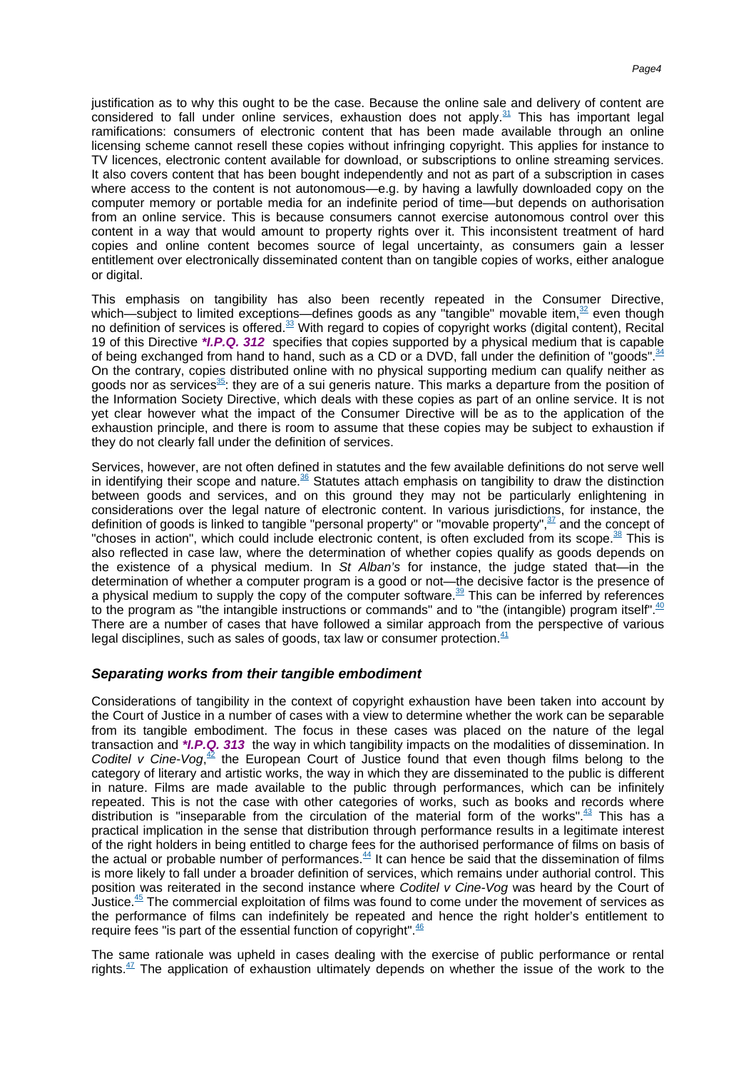justification as to why this ought to be the case. Because the online sale and delivery of content are considered to fall under online services, exhaustion does not apply.[31] This has important legal ramifications: consumers of electronic content that has been made available through an online licensing scheme cannot resell these copies without infringing copyright. This applies for instance to TV licences, electronic content available for download, or subscriptions to online streaming services. It also covers content that has been bought independently and not as part of a subscription in cases where access to the content is not autonomous—e.g. by having a lawfully downloaded copy on the computer memory or portable media for an indefinite period of time—but depends on authorisation from an online service. This is because consumers cannot exercise autonomous control over this content in a way that would amount to property rights over it. This inconsistent treatment of hard copies and online content becomes source of legal uncertainty, as consumers gain a lesser entitlement over electronically disseminated content than on tangible copies of works, either analogue or digital.

This emphasis on tangibility has also been recently repeated in the Consumer Directive, which—subject to limited exceptions—defines goods as any "tangible" movable item,[32] even though no definition of services is offered.[33] With regard to copies of copyright works (digital content), Recital 19 of this Directive ***I.P.Q. 312*** specifies that copies supported by a physical medium that is capable of being exchanged from hand to hand, such as a CD or a DVD, fall under the definition of "goods".[34] On the contrary, copies distributed online with no physical supporting medium can qualify neither as goods nor as services[35]: they are of a sui generis nature. This marks a departure from the position of the Information Society Directive, which deals with these copies as part of an online service. It is not yet clear however what the impact of the Consumer Directive will be as to the application of the exhaustion principle, and there is room to assume that these copies may be subject to exhaustion if they do not clearly fall under the definition of services.

Services, however, are not often defined in statutes and the few available definitions do not serve well in identifying their scope and nature.[36] Statutes attach emphasis on tangibility to draw the distinction between goods and services, and on this ground they may not be particularly enlightening in considerations over the legal nature of electronic content. In various jurisdictions, for instance, the definition of goods is linked to tangible "personal property" or "movable property",[37] and the concept of "choses in action", which could include electronic content, is often excluded from its scope.[38] This is also reflected in case law, where the determination of whether copies qualify as goods depends on the existence of a physical medium. In *St Alban's* for instance, the judge stated that—in the determination of whether a computer program is a good or not—the decisive factor is the presence of a physical medium to supply the copy of the computer software.[39] This can be inferred by references to the program as "the intangible instructions or commands" and to "the (intangible) program itself".[40] There are a number of cases that have followed a similar approach from the perspective of various legal disciplines, such as sales of goods, tax law or consumer protection.[41]

### *Separating works from their tangible embodiment*

Considerations of tangibility in the context of copyright exhaustion have been taken into account by the Court of Justice in a number of cases with a view to determine whether the work can be separable from its tangible embodiment. The focus in these cases was placed on the nature of the legal transaction and ***I.P.Q. 313*** the way in which tangibility impacts on the modalities of dissemination. In *Coditel v Cine-Vog*,[42] the European Court of Justice found that even though films belong to the category of literary and artistic works, the way in which they are disseminated to the public is different in nature. Films are made available to the public through performances, which can be infinitely repeated. This is not the case with other categories of works, such as books and records where distribution is "inseparable from the circulation of the material form of the works".[43] This has a practical implication in the sense that distribution through performance results in a legitimate interest of the right holders in being entitled to charge fees for the authorised performance of films on basis of the actual or probable number of performances.[44] It can hence be said that the dissemination of films is more likely to fall under a broader definition of services, which remains under authorial control. This position was reiterated in the second instance where *Coditel v Cine-Vog* was heard by the Court of Justice.[45] The commercial exploitation of films was found to come under the movement of services as the performance of films can indefinitely be repeated and hence the right holder's entitlement to require fees "is part of the essential function of copyright".[46]

The same rationale was upheld in cases dealing with the exercise of public performance or rental rights.[47] The application of exhaustion ultimately depends on whether the issue of the work to the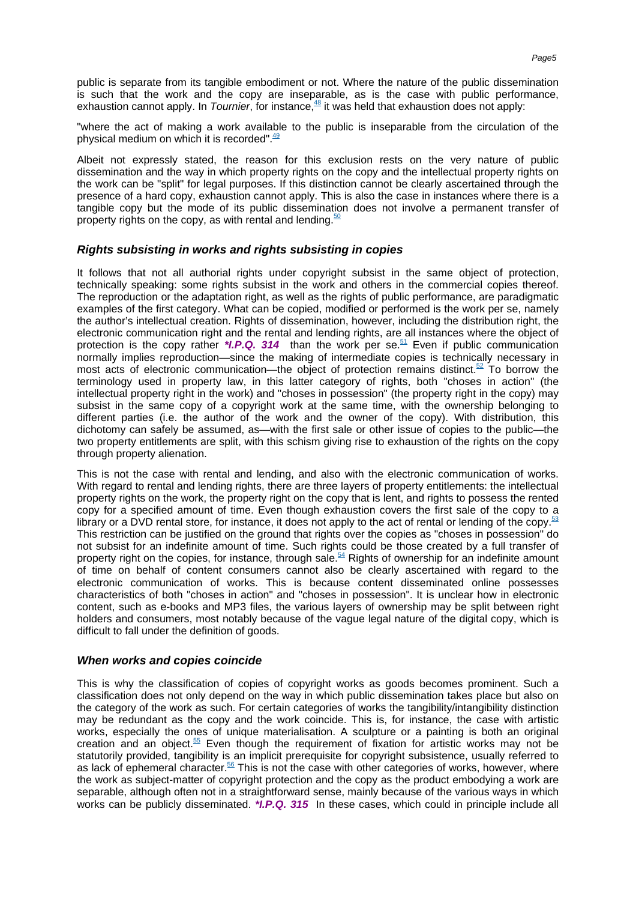public is separate from its tangible embodiment or not. Where the nature of the public dissemination is such that the work and the copy are inseparable, as is the case with public performance, exhaustion cannot apply. In *Tournier*, for instance,[48] it was held that exhaustion does not apply:

"where the act of making a work available to the public is inseparable from the circulation of the physical medium on which it is recorded".[49]

Albeit not expressly stated, the reason for this exclusion rests on the very nature of public dissemination and the way in which property rights on the copy and the intellectual property rights on the work can be "split" for legal purposes. If this distinction cannot be clearly ascertained through the presence of a hard copy, exhaustion cannot apply. This is also the case in instances where there is a tangible copy but the mode of its public dissemination does not involve a permanent transfer of property rights on the copy, as with rental and lending.[50]

### *Rights subsisting in works and rights subsisting in copies*

It follows that not all authorial rights under copyright subsist in the same object of protection, technically speaking: some rights subsist in the work and others in the commercial copies thereof. The reproduction or the adaptation right, as well as the rights of public performance, are paradigmatic examples of the first category. What can be copied, modified or performed is the work per se, namely the author's intellectual creation. Rights of dissemination, however, including the distribution right, the electronic communication right and the rental and lending rights, are all instances where the object of protection is the copy rather ***I.P.Q. 314** than the work per se.[51] Even if public communication normally implies reproduction—since the making of intermediate copies is technically necessary in most acts of electronic communication—the object of protection remains distinct.[52] To borrow the terminology used in property law, in this latter category of rights, both "choses in action" (the intellectual property right in the work) and "choses in possession" (the property right in the copy) may subsist in the same copy of a copyright work at the same time, with the ownership belonging to different parties (i.e. the author of the work and the owner of the copy). With distribution, this dichotomy can safely be assumed, as—with the first sale or other issue of copies to the public—the two property entitlements are split, with this schism giving rise to exhaustion of the rights on the copy through property alienation.

This is not the case with rental and lending, and also with the electronic communication of works. With regard to rental and lending rights, there are three layers of property entitlements: the intellectual property rights on the work, the property right on the copy that is lent, and rights to possess the rented copy for a specified amount of time. Even though exhaustion covers the first sale of the copy to a library or a DVD rental store, for instance, it does not apply to the act of rental or lending of the copy.[53] This restriction can be justified on the ground that rights over the copies as "choses in possession" do not subsist for an indefinite amount of time. Such rights could be those created by a full transfer of property right on the copies, for instance, through sale.[54] Rights of ownership for an indefinite amount of time on behalf of content consumers cannot also be clearly ascertained with regard to the electronic communication of works. This is because content disseminated online possesses characteristics of both "choses in action" and "choses in possession". It is unclear how in electronic content, such as e-books and MP3 files, the various layers of ownership may be split between right holders and consumers, most notably because of the vague legal nature of the digital copy, which is difficult to fall under the definition of goods.

### *When works and copies coincide*

This is why the classification of copies of copyright works as goods becomes prominent. Such a classification does not only depend on the way in which public dissemination takes place but also on the category of the work as such. For certain categories of works the tangibility/intangibility distinction may be redundant as the copy and the work coincide. This is, for instance, the case with artistic works, especially the ones of unique materialisation. A sculpture or a painting is both an original creation and an object.[55] Even though the requirement of fixation for artistic works may not be statutorily provided, tangibility is an implicit prerequisite for copyright subsistence, usually referred to as lack of ephemeral character.[56] This is not the case with other categories of works, however, where the work as subject-matter of copyright protection and the copy as the product embodying a work are separable, although often not in a straightforward sense, mainly because of the various ways in which works can be publicly disseminated. ***I.P.Q. 315** In these cases, which could in principle include all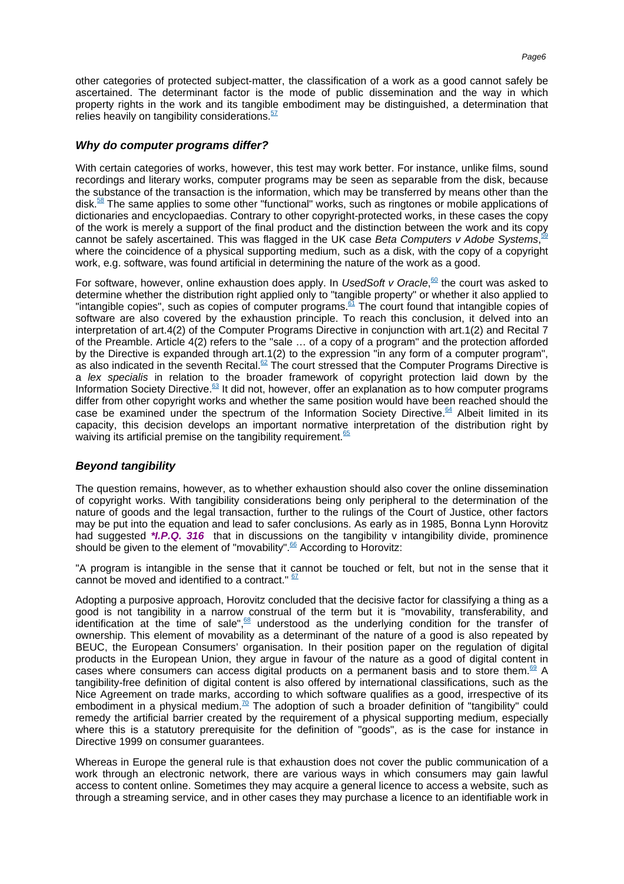other categories of protected subject-matter, the classification of a work as a good cannot safely be ascertained. The determinant factor is the mode of public dissemination and the way in which property rights in the work and its tangible embodiment may be distinguished, a determination that relies heavily on tangibility considerations.[57]

### *Why do computer programs differ?*

With certain categories of works, however, this test may work better. For instance, unlike films, sound recordings and literary works, computer programs may be seen as separable from the disk, because the substance of the transaction is the information, which may be transferred by means other than the disk.[58] The same applies to some other "functional" works, such as ringtones or mobile applications of dictionaries and encyclopaedias. Contrary to other copyright-protected works, in these cases the copy of the work is merely a support of the final product and the distinction between the work and its copy cannot be safely ascertained. This was flagged in the UK case *Beta Computers v Adobe Systems*,[59] where the coincidence of a physical supporting medium, such as a disk, with the copy of a copyright work, e.g. software, was found artificial in determining the nature of the work as a good.

For software, however, online exhaustion does apply. In *UsedSoft v Oracle*,[60] the court was asked to determine whether the distribution right applied only to "tangible property" or whether it also applied to "intangible copies", such as copies of computer programs.[61] The court found that intangible copies of software are also covered by the exhaustion principle. To reach this conclusion, it delved into an interpretation of art.4(2) of the Computer Programs Directive in conjunction with art.1(2) and Recital 7 of the Preamble. Article 4(2) refers to the "sale … of a copy of a program" and the protection afforded by the Directive is expanded through art.1(2) to the expression "in any form of a computer program", as also indicated in the seventh Recital.[62] The court stressed that the Computer Programs Directive is a *lex specialis* in relation to the broader framework of copyright protection laid down by the Information Society Directive.[63] It did not, however, offer an explanation as to how computer programs differ from other copyright works and whether the same position would have been reached should the case be examined under the spectrum of the Information Society Directive.[64] Albeit limited in its capacity, this decision develops an important normative interpretation of the distribution right by waiving its artificial premise on the tangibility requirement.[65]

### *Beyond tangibility*

The question remains, however, as to whether exhaustion should also cover the online dissemination of copyright works. With tangibility considerations being only peripheral to the determination of the nature of goods and the legal transaction, further to the rulings of the Court of Justice, other factors may be put into the equation and lead to safer conclusions. As early as in 1985, Bonna Lynn Horovitz had suggested ***I.P.Q. 316** that in discussions on the tangibility v intangibility divide, prominence should be given to the element of "movability".[66] According to Horovitz:

"A program is intangible in the sense that it cannot be touched or felt, but not in the sense that it cannot be moved and identified to a contract." [67]

Adopting a purposive approach, Horovitz concluded that the decisive factor for classifying a thing as a good is not tangibility in a narrow construal of the term but it is "movability, transferability, and identification at the time of sale",[68] understood as the underlying condition for the transfer of ownership. This element of movability as a determinant of the nature of a good is also repeated by BEUC, the European Consumers' organisation. In their position paper on the regulation of digital products in the European Union, they argue in favour of the nature as a good of digital content in cases where consumers can access digital products on a permanent basis and to store them.[69] A tangibility-free definition of digital content is also offered by international classifications, such as the Nice Agreement on trade marks, according to which software qualifies as a good, irrespective of its embodiment in a physical medium.[70] The adoption of such a broader definition of "tangibility" could remedy the artificial barrier created by the requirement of a physical supporting medium, especially where this is a statutory prerequisite for the definition of "goods", as is the case for instance in Directive 1999 on consumer guarantees.

Whereas in Europe the general rule is that exhaustion does not cover the public communication of a work through an electronic network, there are various ways in which consumers may gain lawful access to content online. Sometimes they may acquire a general licence to access a website, such as through a streaming service, and in other cases they may purchase a licence to an identifiable work in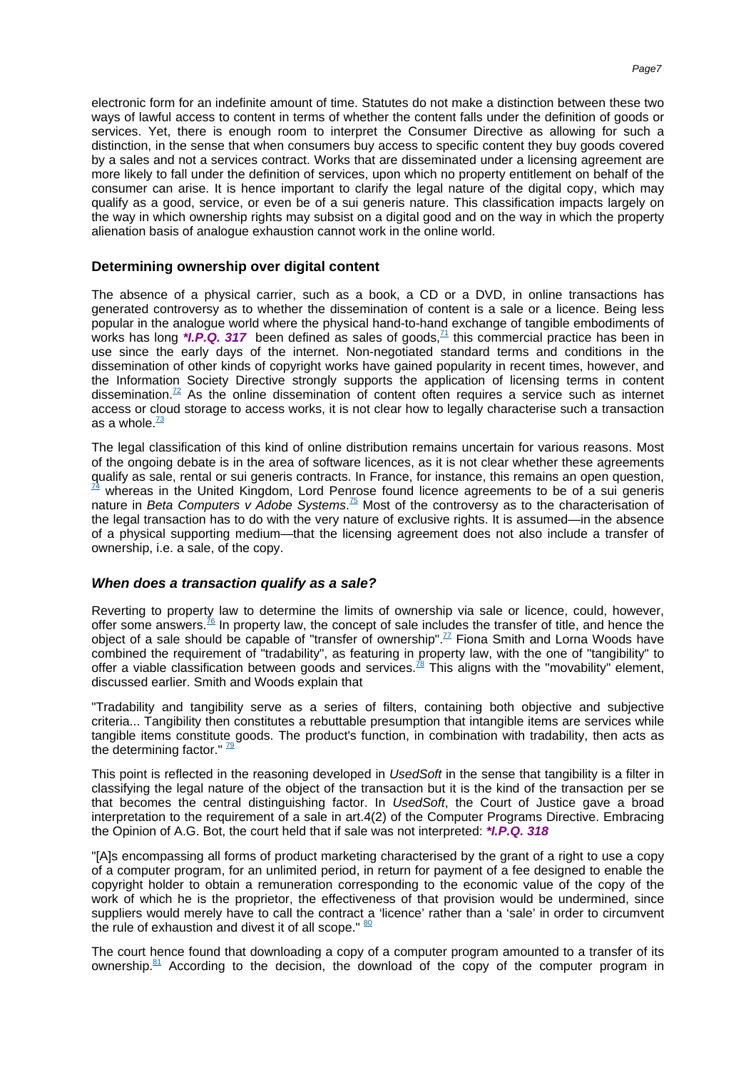electronic form for an indefinite amount of time. Statutes do not make a distinction between these two ways of lawful access to content in terms of whether the content falls under the definition of goods or services. Yet, there is enough room to interpret the Consumer Directive as allowing for such a distinction, in the sense that when consumers buy access to specific content they buy goods covered by a sales and not a services contract. Works that are disseminated under a licensing agreement are more likely to fall under the definition of services, upon which no property entitlement on behalf of the consumer can arise. It is hence important to clarify the legal nature of the digital copy, which may qualify as a good, service, or even be of a sui generis nature. This classification impacts largely on the way in which ownership rights may subsist on a digital good and on the way in which the property alienation basis of analogue exhaustion cannot work in the online world.

### Determining ownership over digital content

The absence of a physical carrier, such as a book, a CD or a DVD, in online transactions has generated controversy as to whether the dissemination of content is a sale or a licence. Being less popular in the analogue world where the physical hand-to-hand exchange of tangible embodiments of works has long ***I.P.Q. 317** been defined as sales of goods,[71] this commercial practice has been in use since the early days of the internet. Non-negotiated standard terms and conditions in the dissemination of other kinds of copyright works have gained popularity in recent times, however, and the Information Society Directive strongly supports the application of licensing terms in content dissemination.[72] As the online dissemination of content often requires a service such as internet access or cloud storage to access works, it is not clear how to legally characterise such a transaction as a whole.[73]

The legal classification of this kind of online distribution remains uncertain for various reasons. Most of the ongoing debate is in the area of software licences, as it is not clear whether these agreements qualify as sale, rental or sui generis contracts. In France, for instance, this remains an open question,[74] whereas in the United Kingdom, Lord Penrose found licence agreements to be of a sui generis nature in *Beta Computers v Adobe Systems*.[75] Most of the controversy as to the characterisation of the legal transaction has to do with the very nature of exclusive rights. It is assumed—in the absence of a physical supporting medium—that the licensing agreement does not also include a transfer of ownership, i.e. a sale, of the copy.

#### *When does a transaction qualify as a sale?*

Reverting to property law to determine the limits of ownership via sale or licence, could, however, offer some answers.[76] In property law, the concept of sale includes the transfer of title, and hence the object of a sale should be capable of "transfer of ownership".[77] Fiona Smith and Lorna Woods have combined the requirement of "tradability", as featuring in property law, with the one of "tangibility" to offer a viable classification between goods and services.[78] This aligns with the "movability" element, discussed earlier. Smith and Woods explain that

"Tradability and tangibility serve as a series of filters, containing both objective and subjective criteria... Tangibility then constitutes a rebuttable presumption that intangible items are services while tangible items constitute goods. The product's function, in combination with tradability, then acts as the determining factor." [79]

This point is reflected in the reasoning developed in *UsedSoft* in the sense that tangibility is a filter in classifying the legal nature of the object of the transaction but it is the kind of the transaction per se that becomes the central distinguishing factor. In *UsedSoft*, the Court of Justice gave a broad interpretation to the requirement of a sale in art.4(2) of the Computer Programs Directive. Embracing the Opinion of A.G. Bot, the court held that if sale was not interpreted: ***I.P.Q. 318**

"[A]s encompassing all forms of product marketing characterised by the grant of a right to use a copy of a computer program, for an unlimited period, in return for payment of a fee designed to enable the copyright holder to obtain a remuneration corresponding to the economic value of the copy of the work of which he is the proprietor, the effectiveness of that provision would be undermined, since suppliers would merely have to call the contract a 'licence' rather than a 'sale' in order to circumvent the rule of exhaustion and divest it of all scope." [80]

The court hence found that downloading a copy of a computer program amounted to a transfer of its ownership.[81] According to the decision, the download of the copy of the computer program in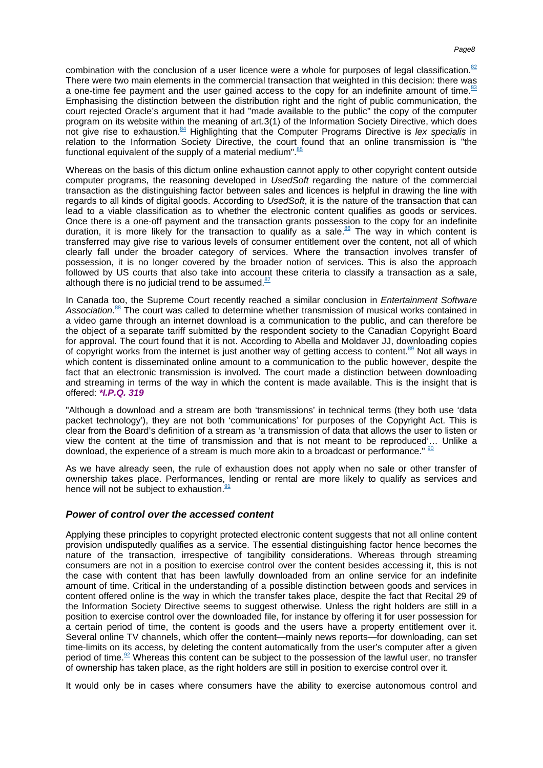combination with the conclusion of a user licence were a whole for purposes of legal classification.[82] There were two main elements in the commercial transaction that weighted in this decision: there was a one-time fee payment and the user gained access to the copy for an indefinite amount of time.[83] Emphasising the distinction between the distribution right and the right of public communication, the court rejected Oracle's argument that it had "made available to the public" the copy of the computer program on its website within the meaning of art.3(1) of the Information Society Directive, which does not give rise to exhaustion.[84] Highlighting that the Computer Programs Directive is *lex specialis* in relation to the Information Society Directive, the court found that an online transmission is "the functional equivalent of the supply of a material medium".[85]

Whereas on the basis of this dictum online exhaustion cannot apply to other copyright content outside computer programs, the reasoning developed in *UsedSoft* regarding the nature of the commercial transaction as the distinguishing factor between sales and licences is helpful in drawing the line with regards to all kinds of digital goods. According to *UsedSoft*, it is the nature of the transaction that can lead to a viable classification as to whether the electronic content qualifies as goods or services. Once there is a one-off payment and the transaction grants possession to the copy for an indefinite duration, it is more likely for the transaction to qualify as a sale.[86] The way in which content is transferred may give rise to various levels of consumer entitlement over the content, not all of which clearly fall under the broader category of services. Where the transaction involves transfer of possession, it is no longer covered by the broader notion of services. This is also the approach followed by US courts that also take into account these criteria to classify a transaction as a sale, although there is no judicial trend to be assumed.[87]

In Canada too, the Supreme Court recently reached a similar conclusion in *Entertainment Software Association*.[88] The court was called to determine whether transmission of musical works contained in a video game through an internet download is a communication to the public, and can therefore be the object of a separate tariff submitted by the respondent society to the Canadian Copyright Board for approval. The court found that it is not. According to Abella and Moldaver JJ, downloading copies of copyright works from the internet is just another way of getting access to content.[89] Not all ways in which content is disseminated online amount to a communication to the public however, despite the fact that an electronic transmission is involved. The court made a distinction between downloading and streaming in terms of the way in which the content is made available. This is the insight that is offered: ***I.P.Q. 319***

"Although a download and a stream are both 'transmissions' in technical terms (they both use 'data packet technology'), they are not both 'communications' for purposes of the Copyright Act. This is clear from the Board's definition of a stream as 'a transmission of data that allows the user to listen or view the content at the time of transmission and that is not meant to be reproduced'… Unlike a download, the experience of a stream is much more akin to a broadcast or performance." [90]

As we have already seen, the rule of exhaustion does not apply when no sale or other transfer of ownership takes place. Performances, lending or rental are more likely to qualify as services and hence will not be subject to exhaustion.[91]

### *Power of control over the accessed content*

Applying these principles to copyright protected electronic content suggests that not all online content provision undisputedly qualifies as a service. The essential distinguishing factor hence becomes the nature of the transaction, irrespective of tangibility considerations. Whereas through streaming consumers are not in a position to exercise control over the content besides accessing it, this is not the case with content that has been lawfully downloaded from an online service for an indefinite amount of time. Critical in the understanding of a possible distinction between goods and services in content offered online is the way in which the transfer takes place, despite the fact that Recital 29 of the Information Society Directive seems to suggest otherwise. Unless the right holders are still in a position to exercise control over the downloaded file, for instance by offering it for user possession for a certain period of time, the content is goods and the users have a property entitlement over it. Several online TV channels, which offer the content—mainly news reports—for downloading, can set time-limits on its access, by deleting the content automatically from the user's computer after a given period of time.[92] Whereas this content can be subject to the possession of the lawful user, no transfer of ownership has taken place, as the right holders are still in position to exercise control over it.

It would only be in cases where consumers have the ability to exercise autonomous control and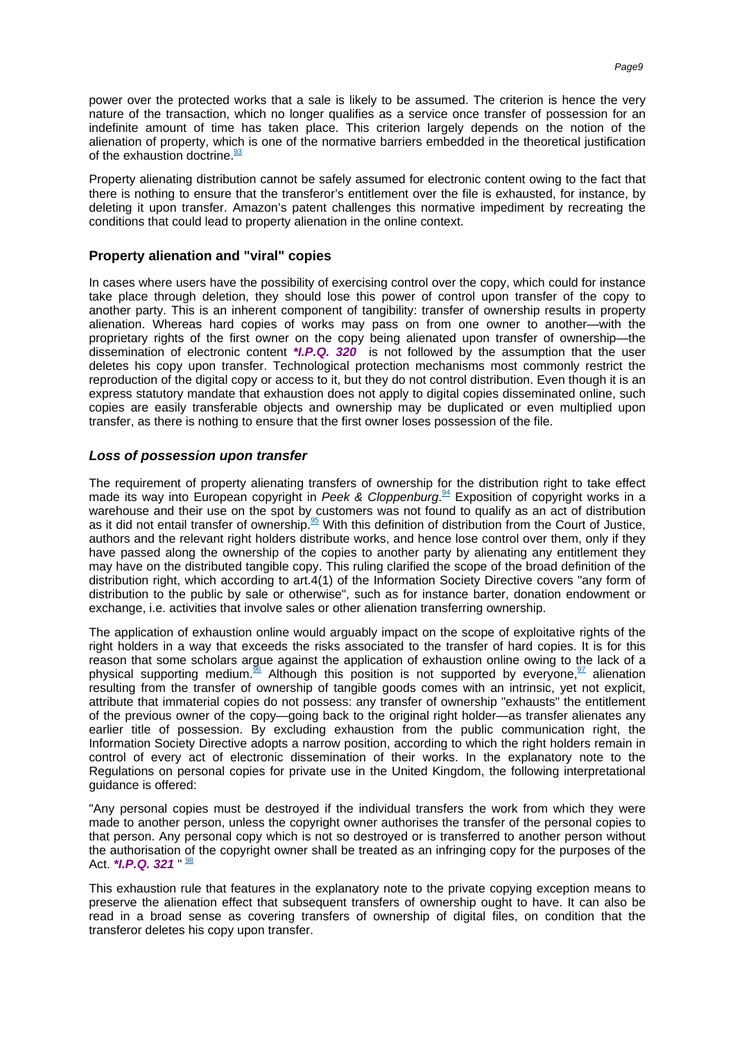power over the protected works that a sale is likely to be assumed. The criterion is hence the very nature of the transaction, which no longer qualifies as a service once transfer of possession for an indefinite amount of time has taken place. This criterion largely depends on the notion of the alienation of property, which is one of the normative barriers embedded in the theoretical justification of the exhaustion doctrine.[93]

Property alienating distribution cannot be safely assumed for electronic content owing to the fact that there is nothing to ensure that the transferor's entitlement over the file is exhausted, for instance, by deleting it upon transfer. Amazon's patent challenges this normative impediment by recreating the conditions that could lead to property alienation in the online context.

### Property alienation and "viral" copies

In cases where users have the possibility of exercising control over the copy, which could for instance take place through deletion, they should lose this power of control upon transfer of the copy to another party. This is an inherent component of tangibility: transfer of ownership results in property alienation. Whereas hard copies of works may pass on from one owner to another—with the proprietary rights of the first owner on the copy being alienated upon transfer of ownership—the dissemination of electronic content ***I.P.Q. 320** is not followed by the assumption that the user deletes his copy upon transfer. Technological protection mechanisms most commonly restrict the reproduction of the digital copy or access to it, but they do not control distribution. Even though it is an express statutory mandate that exhaustion does not apply to digital copies disseminated online, such copies are easily transferable objects and ownership may be duplicated or even multiplied upon transfer, as there is nothing to ensure that the first owner loses possession of the file.

#### *Loss of possession upon transfer*

The requirement of property alienating transfers of ownership for the distribution right to take effect made its way into European copyright in *Peek & Cloppenburg*.[94] Exposition of copyright works in a warehouse and their use on the spot by customers was not found to qualify as an act of distribution as it did not entail transfer of ownership.[95] With this definition of distribution from the Court of Justice, authors and the relevant right holders distribute works, and hence lose control over them, only if they have passed along the ownership of the copies to another party by alienating any entitlement they may have on the distributed tangible copy. This ruling clarified the scope of the broad definition of the distribution right, which according to art.4(1) of the Information Society Directive covers "any form of distribution to the public by sale or otherwise", such as for instance barter, donation endowment or exchange, i.e. activities that involve sales or other alienation transferring ownership.

The application of exhaustion online would arguably impact on the scope of exploitative rights of the right holders in a way that exceeds the risks associated to the transfer of hard copies. It is for this reason that some scholars argue against the application of exhaustion online owing to the lack of a physical supporting medium.[96] Although this position is not supported by everyone,[97] alienation resulting from the transfer of ownership of tangible goods comes with an intrinsic, yet not explicit, attribute that immaterial copies do not possess: any transfer of ownership "exhausts" the entitlement of the previous owner of the copy—going back to the original right holder—as transfer alienates any earlier title of possession. By excluding exhaustion from the public communication right, the Information Society Directive adopts a narrow position, according to which the right holders remain in control of every act of electronic dissemination of their works. In the explanatory note to the Regulations on personal copies for private use in the United Kingdom, the following interpretational guidance is offered:

"Any personal copies must be destroyed if the individual transfers the work from which they were made to another person, unless the copyright owner authorises the transfer of the personal copies to that person. Any personal copy which is not so destroyed or is transferred to another person without the authorisation of the copyright owner shall be treated as an infringing copy for the purposes of the Act. ***I.P.Q. 321** "[98]

This exhaustion rule that features in the explanatory note to the private copying exception means to preserve the alienation effect that subsequent transfers of ownership ought to have. It can also be read in a broad sense as covering transfers of ownership of digital files, on condition that the transferor deletes his copy upon transfer.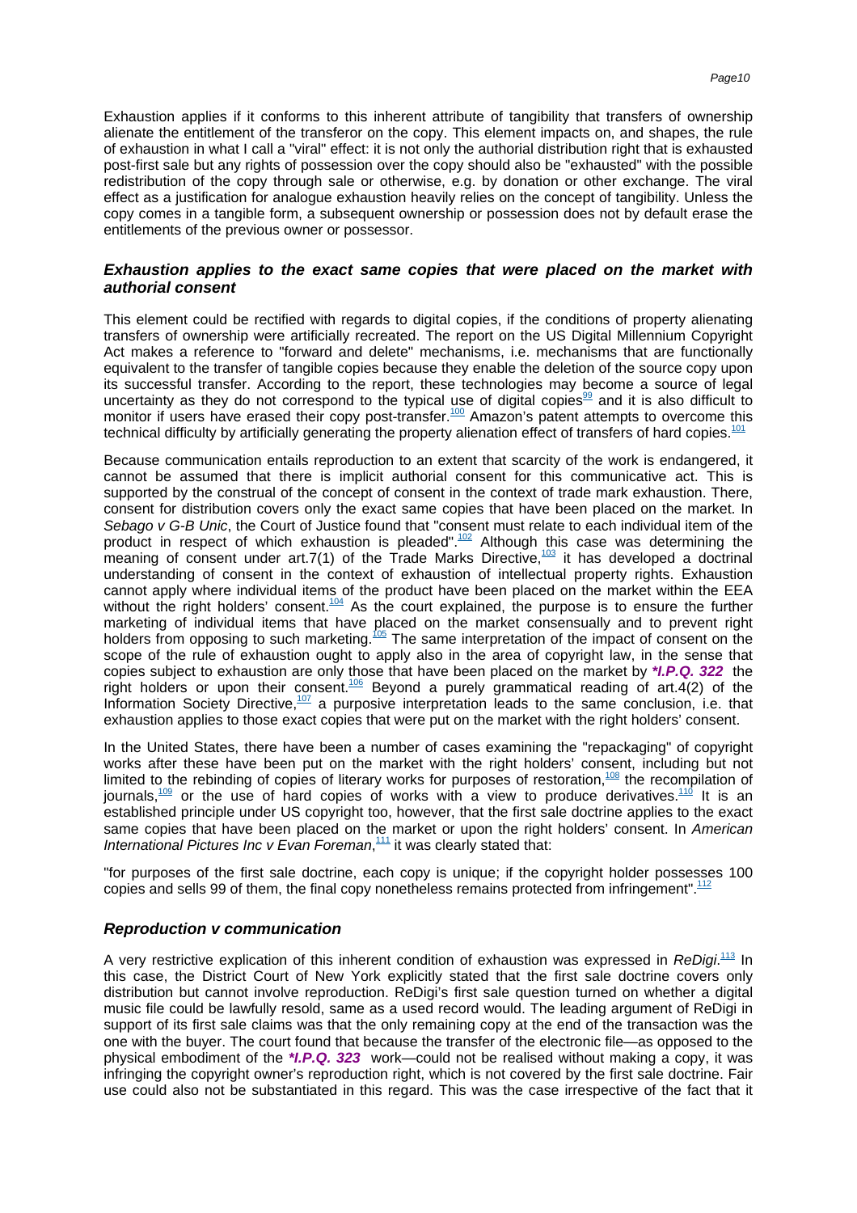Exhaustion applies if it conforms to this inherent attribute of tangibility that transfers of ownership alienate the entitlement of the transferor on the copy. This element impacts on, and shapes, the rule of exhaustion in what I call a "viral" effect: it is not only the authorial distribution right that is exhausted post-first sale but any rights of possession over the copy should also be "exhausted" with the possible redistribution of the copy through sale or otherwise, e.g. by donation or other exchange. The viral effect as a justification for analogue exhaustion heavily relies on the concept of tangibility. Unless the copy comes in a tangible form, a subsequent ownership or possession does not by default erase the entitlements of the previous owner or possessor.

### *Exhaustion applies to the exact same copies that were placed on the market with authorial consent*

This element could be rectified with regards to digital copies, if the conditions of property alienating transfers of ownership were artificially recreated. The report on the US Digital Millennium Copyright Act makes a reference to "forward and delete" mechanisms, i.e. mechanisms that are functionally equivalent to the transfer of tangible copies because they enable the deletion of the source copy upon its successful transfer. According to the report, these technologies may become a source of legal uncertainty as they do not correspond to the typical use of digital copies[99] and it is also difficult to monitor if users have erased their copy post-transfer.[100] Amazon's patent attempts to overcome this technical difficulty by artificially generating the property alienation effect of transfers of hard copies.[101]

Because communication entails reproduction to an extent that scarcity of the work is endangered, it cannot be assumed that there is implicit authorial consent for this communicative act. This is supported by the construal of the concept of consent in the context of trade mark exhaustion. There, consent for distribution covers only the exact same copies that have been placed on the market. In *Sebago v G-B Unic*, the Court of Justice found that "consent must relate to each individual item of the product in respect of which exhaustion is pleaded".[102] Although this case was determining the meaning of consent under art.7(1) of the Trade Marks Directive,[103] it has developed a doctrinal understanding of consent in the context of exhaustion of intellectual property rights. Exhaustion cannot apply where individual items of the product have been placed on the market within the EEA without the right holders' consent.[104] As the court explained, the purpose is to ensure the further marketing of individual items that have placed on the market consensually and to prevent right holders from opposing to such marketing.[105] The same interpretation of the impact of consent on the scope of the rule of exhaustion ought to apply also in the area of copyright law, in the sense that copies subject to exhaustion are only those that have been placed on the market by ***I.P.Q. 322*** the right holders or upon their consent.[106] Beyond a purely grammatical reading of art.4(2) of the Information Society Directive,[107] a purposive interpretation leads to the same conclusion, i.e. that exhaustion applies to those exact copies that were put on the market with the right holders' consent.

In the United States, there have been a number of cases examining the "repackaging" of copyright works after these have been put on the market with the right holders' consent, including but not limited to the rebinding of copies of literary works for purposes of restoration,[108] the recompilation of journals,[109] or the use of hard copies of works with a view to produce derivatives.[110] It is an established principle under US copyright too, however, that the first sale doctrine applies to the exact same copies that have been placed on the market or upon the right holders' consent. In *American International Pictures Inc v Evan Foreman*,[111] it was clearly stated that:

"for purposes of the first sale doctrine, each copy is unique; if the copyright holder possesses 100 copies and sells 99 of them, the final copy nonetheless remains protected from infringement".[112]

### *Reproduction v communication*

A very restrictive explication of this inherent condition of exhaustion was expressed in *ReDigi*.[113] In this case, the District Court of New York explicitly stated that the first sale doctrine covers only distribution but cannot involve reproduction. ReDigi's first sale question turned on whether a digital music file could be lawfully resold, same as a used record would. The leading argument of ReDigi in support of its first sale claims was that the only remaining copy at the end of the transaction was the one with the buyer. The court found that because the transfer of the electronic file—as opposed to the physical embodiment of the ***I.P.Q. 323*** work—could not be realised without making a copy, it was infringing the copyright owner's reproduction right, which is not covered by the first sale doctrine. Fair use could also not be substantiated in this regard. This was the case irrespective of the fact that it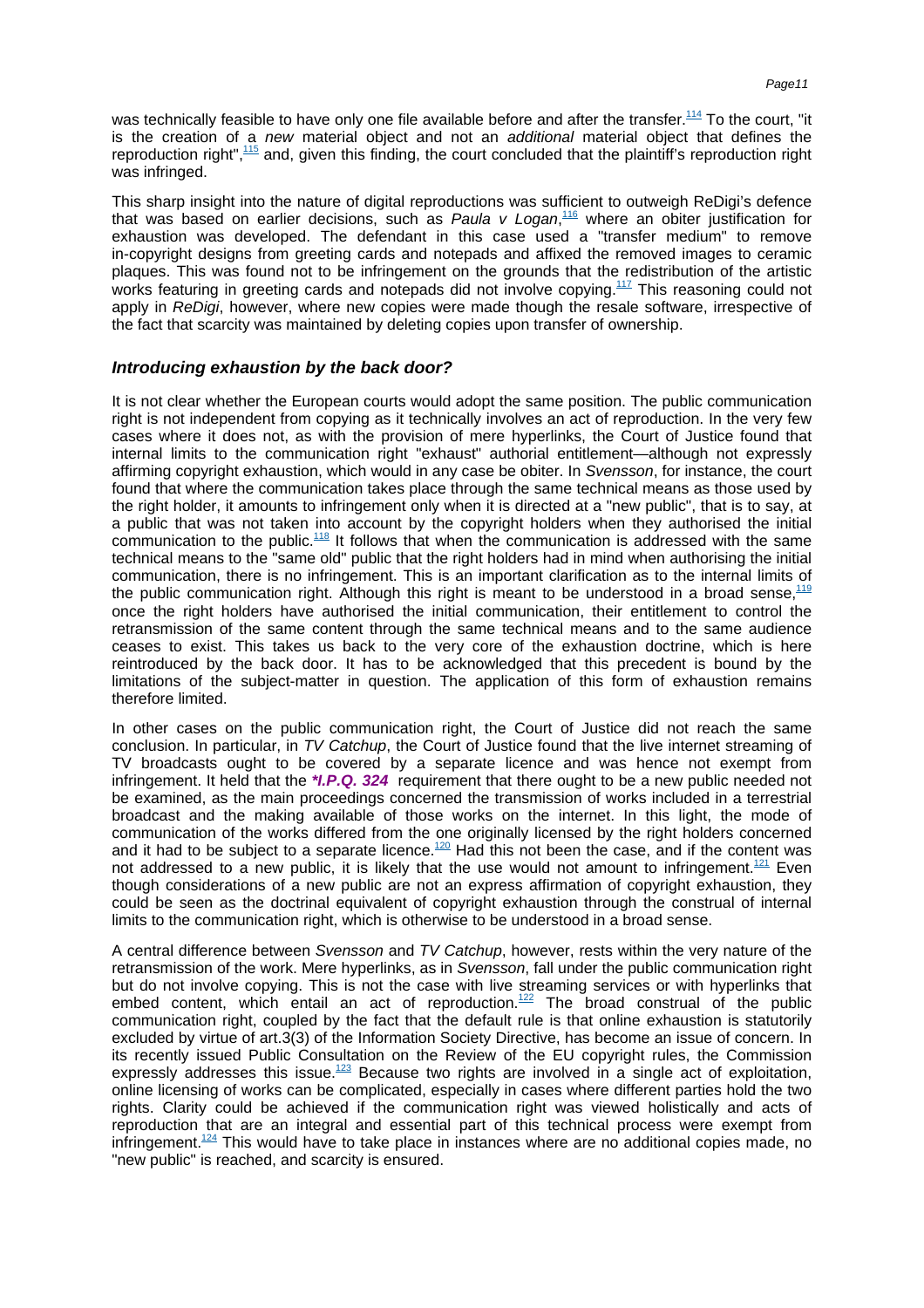was technically feasible to have only one file available before and after the transfer.[114] To the court, "it is the creation of a *new* material object and not an *additional* material object that defines the reproduction right",[115] and, given this finding, the court concluded that the plaintiff's reproduction right was infringed.

This sharp insight into the nature of digital reproductions was sufficient to outweigh ReDigi's defence that was based on earlier decisions, such as *Paula v Logan*,[116] where an obiter justification for exhaustion was developed. The defendant in this case used a "transfer medium" to remove in-copyright designs from greeting cards and notepads and affixed the removed images to ceramic plaques. This was found not to be infringement on the grounds that the redistribution of the artistic works featuring in greeting cards and notepads did not involve copying.[117] This reasoning could not apply in *ReDigi*, however, where new copies were made though the resale software, irrespective of the fact that scarcity was maintained by deleting copies upon transfer of ownership.

### *Introducing exhaustion by the back door?*

It is not clear whether the European courts would adopt the same position. The public communication right is not independent from copying as it technically involves an act of reproduction. In the very few cases where it does not, as with the provision of mere hyperlinks, the Court of Justice found that internal limits to the communication right "exhaust" authorial entitlement—although not expressly affirming copyright exhaustion, which would in any case be obiter. In *Svensson*, for instance, the court found that where the communication takes place through the same technical means as those used by the right holder, it amounts to infringement only when it is directed at a "new public", that is to say, at a public that was not taken into account by the copyright holders when they authorised the initial communication to the public.[118] It follows that when the communication is addressed with the same technical means to the "same old" public that the right holders had in mind when authorising the initial communication, there is no infringement. This is an important clarification as to the internal limits of the public communication right. Although this right is meant to be understood in a broad sense,[119] once the right holders have authorised the initial communication, their entitlement to control the retransmission of the same content through the same technical means and to the same audience ceases to exist. This takes us back to the very core of the exhaustion doctrine, which is here reintroduced by the back door. It has to be acknowledged that this precedent is bound by the limitations of the subject-matter in question. The application of this form of exhaustion remains therefore limited.

In other cases on the public communication right, the Court of Justice did not reach the same conclusion. In particular, in *TV Catchup*, the Court of Justice found that the live internet streaming of TV broadcasts ought to be covered by a separate licence and was hence not exempt from infringement. It held that the ***I.P.Q. 324** requirement that there ought to be a new public needed not be examined, as the main proceedings concerned the transmission of works included in a terrestrial broadcast and the making available of those works on the internet. In this light, the mode of communication of the works differed from the one originally licensed by the right holders concerned and it had to be subject to a separate licence.[120] Had this not been the case, and if the content was not addressed to a new public, it is likely that the use would not amount to infringement.[121] Even though considerations of a new public are not an express affirmation of copyright exhaustion, they could be seen as the doctrinal equivalent of copyright exhaustion through the construal of internal limits to the communication right, which is otherwise to be understood in a broad sense.

A central difference between *Svensson* and *TV Catchup*, however, rests within the very nature of the retransmission of the work. Mere hyperlinks, as in *Svensson*, fall under the public communication right but do not involve copying. This is not the case with live streaming services or with hyperlinks that embed content, which entail an act of reproduction.[122] The broad construal of the public communication right, coupled by the fact that the default rule is that online exhaustion is statutorily excluded by virtue of art.3(3) of the Information Society Directive, has become an issue of concern. In its recently issued Public Consultation on the Review of the EU copyright rules, the Commission expressly addresses this issue.[123] Because two rights are involved in a single act of exploitation, online licensing of works can be complicated, especially in cases where different parties hold the two rights. Clarity could be achieved if the communication right was viewed holistically and acts of reproduction that are an integral and essential part of this technical process were exempt from infringement.[124] This would have to take place in instances where are no additional copies made, no "new public" is reached, and scarcity is ensured.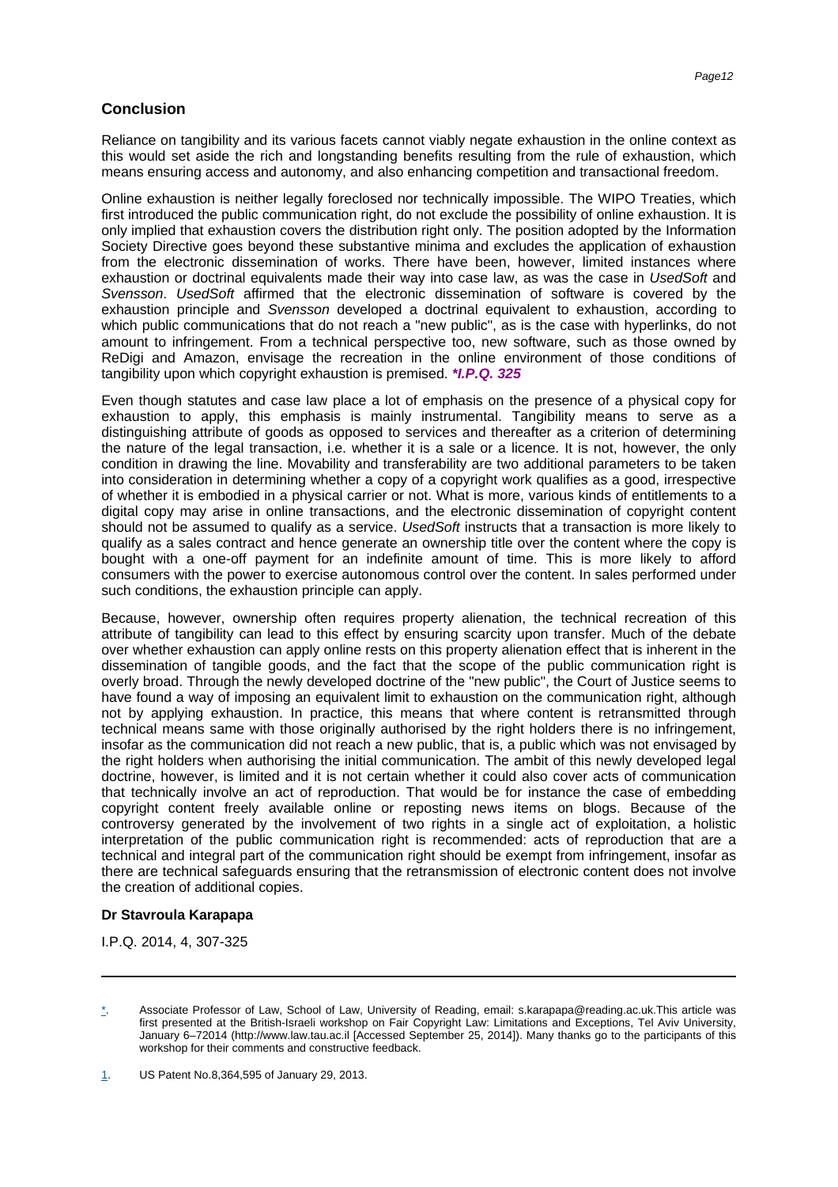## Conclusion

Reliance on tangibility and its various facets cannot viably negate exhaustion in the online context as this would set aside the rich and longstanding benefits resulting from the rule of exhaustion, which means ensuring access and autonomy, and also enhancing competition and transactional freedom.

Online exhaustion is neither legally foreclosed nor technically impossible. The WIPO Treaties, which first introduced the public communication right, do not exclude the possibility of online exhaustion. It is only implied that exhaustion covers the distribution right only. The position adopted by the Information Society Directive goes beyond these substantive minima and excludes the application of exhaustion from the electronic dissemination of works. There have been, however, limited instances where exhaustion or doctrinal equivalents made their way into case law, as was the case in *UsedSoft* and *Svensson*. *UsedSoft* affirmed that the electronic dissemination of software is covered by the exhaustion principle and *Svensson* developed a doctrinal equivalent to exhaustion, according to which public communications that do not reach a "new public", as is the case with hyperlinks, do not amount to infringement. From a technical perspective too, new software, such as those owned by ReDigi and Amazon, envisage the recreation in the online environment of those conditions of tangibility upon which copyright exhaustion is premised. ***I.P.Q. 325**

Even though statutes and case law place a lot of emphasis on the presence of a physical copy for exhaustion to apply, this emphasis is mainly instrumental. Tangibility means to serve as a distinguishing attribute of goods as opposed to services and thereafter as a criterion of determining the nature of the legal transaction, i.e. whether it is a sale or a licence. It is not, however, the only condition in drawing the line. Movability and transferability are two additional parameters to be taken into consideration in determining whether a copy of a copyright work qualifies as a good, irrespective of whether it is embodied in a physical carrier or not. What is more, various kinds of entitlements to a digital copy may arise in online transactions, and the electronic dissemination of copyright content should not be assumed to qualify as a service. *UsedSoft* instructs that a transaction is more likely to qualify as a sales contract and hence generate an ownership title over the content where the copy is bought with a one-off payment for an indefinite amount of time. This is more likely to afford consumers with the power to exercise autonomous control over the content. In sales performed under such conditions, the exhaustion principle can apply.

Because, however, ownership often requires property alienation, the technical recreation of this attribute of tangibility can lead to this effect by ensuring scarcity upon transfer. Much of the debate over whether exhaustion can apply online rests on this property alienation effect that is inherent in the dissemination of tangible goods, and the fact that the scope of the public communication right is overly broad. Through the newly developed doctrine of the "new public", the Court of Justice seems to have found a way of imposing an equivalent limit to exhaustion on the communication right, although not by applying exhaustion. In practice, this means that where content is retransmitted through technical means same with those originally authorised by the right holders there is no infringement, insofar as the communication did not reach a new public, that is, a public which was not envisaged by the right holders when authorising the initial communication. The ambit of this newly developed legal doctrine, however, is limited and it is not certain whether it could also cover acts of communication that technically involve an act of reproduction. That would be for instance the case of embedding copyright content freely available online or reposting news items on blogs. Because of the controversy generated by the involvement of two rights in a single act of exploitation, a holistic interpretation of the public communication right is recommended: acts of reproduction that are a technical and integral part of the communication right should be exempt from infringement, insofar as there are technical safeguards ensuring that the retransmission of electronic content does not involve the creation of additional copies.

**Dr Stavroula Karapapa**

I.P.Q. 2014, 4, 307-325

---

*. Associate Professor of Law, School of Law, University of Reading, email: s.karapapa@reading.ac.uk.This article was first presented at the British-Israeli workshop on Fair Copyright Law: Limitations and Exceptions, Tel Aviv University, January 6–72014 (http://www.law.tau.ac.il [Accessed September 25, 2014]). Many thanks go to the participants of this workshop for their comments and constructive feedback.

1. US Patent No.8,364,595 of January 29, 2013.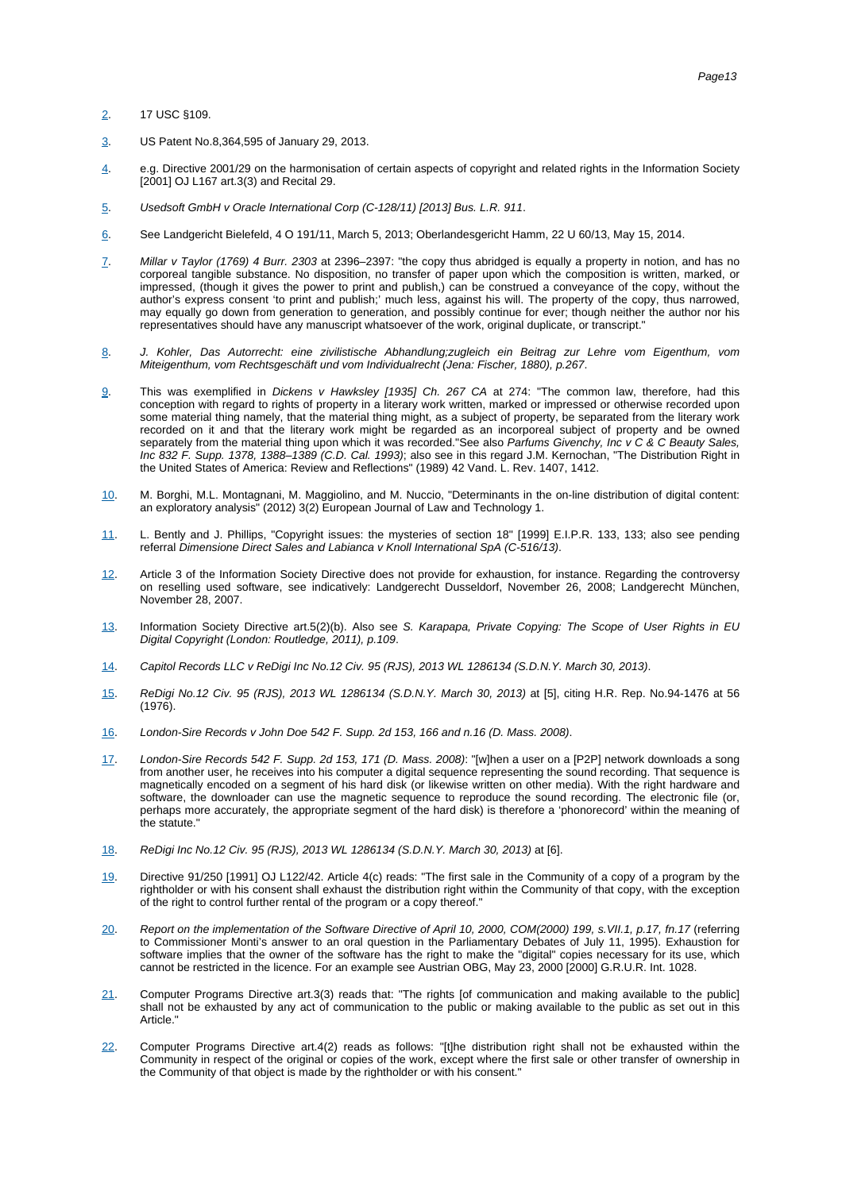2. 17 USC §109.

3. US Patent No.8,364,595 of January 29, 2013.

4. e.g. Directive 2001/29 on the harmonisation of certain aspects of copyright and related rights in the Information Society [2001] OJ L167 art.3(3) and Recital 29.

5. *Usedsoft GmbH v Oracle International Corp (C-128/11) [2013] Bus. L.R. 911*.

6. See Landgericht Bielefeld, 4 O 191/11, March 5, 2013; Oberlandesgericht Hamm, 22 U 60/13, May 15, 2014.

7. *Millar v Taylor (1769) 4 Burr. 2303* at 2396–2397: "the copy thus abridged is equally a property in notion, and has no corporeal tangible substance. No disposition, no transfer of paper upon which the composition is written, marked, or impressed, (though it gives the power to print and publish,) can be construed a conveyance of the copy, without the author's express consent 'to print and publish;' much less, against his will. The property of the copy, thus narrowed, may equally go down from generation to generation, and possibly continue for ever; though neither the author nor his representatives should have any manuscript whatsoever of the work, original duplicate, or transcript."

8. *J. Kohler, Das Autorrecht: eine zivilistische Abhandlung;zugleich ein Beitrag zur Lehre vom Eigenthum, vom Miteigenthum, vom Rechtsgeschäft und vom Individualrecht (Jena: Fischer, 1880), p.267*.

9. This was exemplified in *Dickens v Hawksley [1935] Ch. 267 CA* at 274: "The common law, therefore, had this conception with regard to rights of property in a literary work written, marked or impressed or otherwise recorded upon some material thing namely, that the material thing might, as a subject of property, be separated from the literary work recorded on it and that the literary work might be regarded as an incorporeal subject of property and be owned separately from the material thing upon which it was recorded."See also *Parfums Givenchy, Inc v C & C Beauty Sales, Inc 832 F. Supp. 1378, 1388–1389 (C.D. Cal. 1993)*; also see in this regard J.M. Kernochan, "The Distribution Right in the United States of America: Review and Reflections" (1989) 42 Vand. L. Rev. 1407, 1412.

10. M. Borghi, M.L. Montagnani, M. Maggiolino, and M. Nuccio, "Determinants in the on-line distribution of digital content: an exploratory analysis" (2012) 3(2) European Journal of Law and Technology 1.

11. L. Bently and J. Phillips, "Copyright issues: the mysteries of section 18" [1999] E.I.P.R. 133, 133; also see pending referral *Dimensione Direct Sales and Labianca v Knoll International SpA (C-516/13)*.

12. Article 3 of the Information Society Directive does not provide for exhaustion, for instance. Regarding the controversy on reselling used software, see indicatively: Landgerecht Dusseldorf, November 26, 2008; Landgerecht München, November 28, 2007.

13. Information Society Directive art.5(2)(b). Also see *S. Karapapa, Private Copying: The Scope of User Rights in EU Digital Copyright (London: Routledge, 2011), p.109*.

14. *Capitol Records LLC v ReDigi Inc No.12 Civ. 95 (RJS), 2013 WL 1286134 (S.D.N.Y. March 30, 2013)*.

15. *ReDigi No.12 Civ. 95 (RJS), 2013 WL 1286134 (S.D.N.Y. March 30, 2013)* at [5], citing H.R. Rep. No.94-1476 at 56 (1976).

16. *London-Sire Records v John Doe 542 F. Supp. 2d 153, 166 and n.16 (D. Mass. 2008)*.

17. *London-Sire Records 542 F. Supp. 2d 153, 171 (D. Mass. 2008)*: "[w]hen a user on a [P2P] network downloads a song from another user, he receives into his computer a digital sequence representing the sound recording. That sequence is magnetically encoded on a segment of his hard disk (or likewise written on other media). With the right hardware and software, the downloader can use the magnetic sequence to reproduce the sound recording. The electronic file (or, perhaps more accurately, the appropriate segment of the hard disk) is therefore a 'phonorecord' within the meaning of the statute."

18. *ReDigi Inc No.12 Civ. 95 (RJS), 2013 WL 1286134 (S.D.N.Y. March 30, 2013)* at [6].

19. Directive 91/250 [1991] OJ L122/42. Article 4(c) reads: "The first sale in the Community of a copy of a program by the rightholder or with his consent shall exhaust the distribution right within the Community of that copy, with the exception of the right to control further rental of the program or a copy thereof."

20. *Report on the implementation of the Software Directive of April 10, 2000, COM(2000) 199, s.VII.1, p.17, fn.17* (referring to Commissioner Monti's answer to an oral question in the Parliamentary Debates of July 11, 1995). Exhaustion for software implies that the owner of the software has the right to make the "digital" copies necessary for its use, which cannot be restricted in the licence. For an example see Austrian OBG, May 23, 2000 [2000] G.R.U.R. Int. 1028.

21. Computer Programs Directive art.3(3) reads that: "The rights [of communication and making available to the public] shall not be exhausted by any act of communication to the public or making available to the public as set out in this Article."

22. Computer Programs Directive art.4(2) reads as follows: "[t]he distribution right shall not be exhausted within the Community in respect of the original or copies of the work, except where the first sale or other transfer of ownership in the Community of that object is made by the rightholder or with his consent."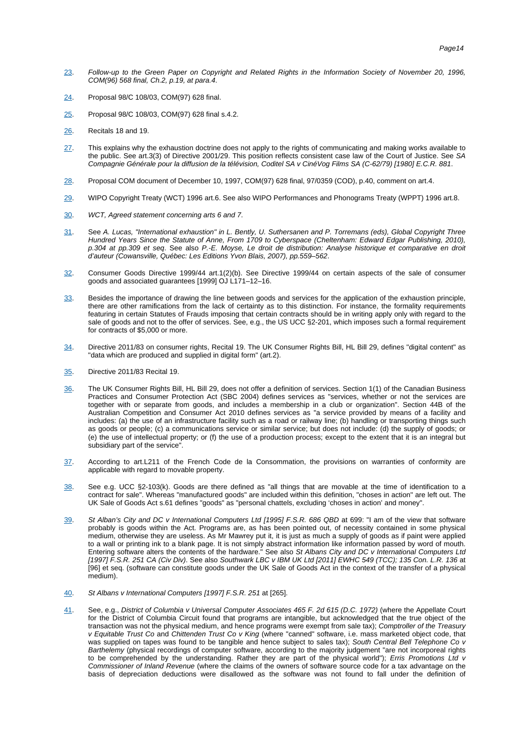23. *Follow-up to the Green Paper on Copyright and Related Rights in the Information Society of November 20, 1996, COM(96) 568 final, Ch.2, p.19, at para.4*.

24. Proposal 98/C 108/03, COM(97) 628 final.

25. Proposal 98/C 108/03, COM(97) 628 final s.4.2.

26. Recitals 18 and 19.

27. This explains why the exhaustion doctrine does not apply to the rights of communicating and making works available to the public. See art.3(3) of Directive 2001/29. This position reflects consistent case law of the Court of Justice. See *SA Compagnie Générale pour la diffusion de la télévision, Coditel SA v CinéVog Films SA (C-62/79) [1980] E.C.R. 881*.

28. Proposal COM document of December 10, 1997, COM(97) 628 final, 97/0359 (COD), p.40, comment on art.4.

29. WIPO Copyright Treaty (WCT) 1996 art.6. See also WIPO Performances and Phonograms Treaty (WPPT) 1996 art.8.

30. *WCT, Agreed statement concerning arts 6 and 7*.

31. See *A. Lucas, "International exhaustion" in L. Bently, U. Suthersanen and P. Torremans (eds), Global Copyright Three Hundred Years Since the Statute of Anne, From 1709 to Cyberspace (Cheltenham: Edward Edgar Publishing, 2010), p.304 at pp.309 et seq*. See also *P.-E. Moyse, Le droit de distribution: Analyse historique et comparative en droit d'auteur (Cowansville, Québec: Les Editions Yvon Blais, 2007), pp.559–562*.

32. Consumer Goods Directive 1999/44 art.1(2)(b). See Directive 1999/44 on certain aspects of the sale of consumer goods and associated guarantees [1999] OJ L171–12–16.

33. Besides the importance of drawing the line between goods and services for the application of the exhaustion principle, there are other ramifications from the lack of certainty as to this distinction. For instance, the formality requirements featuring in certain Statutes of Frauds imposing that certain contracts should be in writing apply only with regard to the sale of goods and not to the offer of services. See, e.g., the US UCC §2-201, which imposes such a formal requirement for contracts of $5,000 or more.

34. Directive 2011/83 on consumer rights, Recital 19. The UK Consumer Rights Bill, HL Bill 29, defines "digital content" as "data which are produced and supplied in digital form" (art.2).

35. Directive 2011/83 Recital 19.

36. The UK Consumer Rights Bill, HL Bill 29, does not offer a definition of services. Section 1(1) of the Canadian Business Practices and Consumer Protection Act (SBC 2004) defines services as "services, whether or not the services are together with or separate from goods, and includes a membership in a club or organization". Section 44B of the Australian Competition and Consumer Act 2010 defines services as "a service provided by means of a facility and includes: (a) the use of an infrastructure facility such as a road or railway line; (b) handling or transporting things such as goods or people; (c) a communications service or similar service; but does not include: (d) the supply of goods; or (e) the use of intellectual property; or (f) the use of a production process; except to the extent that it is an integral but subsidiary part of the service".

37. According to art.L211 of the French Code de la Consommation, the provisions on warranties of conformity are applicable with regard to movable property.

38. See e.g. UCC §2-103(k). Goods are there defined as "all things that are movable at the time of identification to a contract for sale". Whereas "manufactured goods" are included within this definition, "choses in action" are left out. The UK Sale of Goods Act s.61 defines "goods" as "personal chattels, excluding 'choses in action' and money".

39. *St Alban's City and DC v International Computers Ltd [1995] F.S.R. 686 QBD* at 699: "I am of the view that software probably is goods within the Act. Programs are, as has been pointed out, of necessity contained in some physical medium, otherwise they are useless. As Mr Mawrey put it, it is just as much a supply of goods as if paint were applied to a wall or printing ink to a blank page. It is not simply abstract information like information passed by word of mouth. Entering software alters the contents of the hardware." See also *St Albans City and DC v International Computers Ltd [1997] F.S.R. 251 CA (Civ Div)*. See also *Southwark LBC v IBM UK Ltd [2011] EWHC 549 (TCC); 135 Con. L.R. 136* at [96] et seq. (software can constitute goods under the UK Sale of Goods Act in the context of the transfer of a physical medium).

40. *St Albans v International Computers [1997] F.S.R. 251* at [265].

41. See, e.g., *District of Columbia v Universal Computer Associates 465 F. 2d 615 (D.C. 1972)* (where the Appellate Court for the District of Columbia Circuit found that programs are intangible, but acknowledged that the true object of the transaction was not the physical medium, and hence programs were exempt from sale tax); *Comptroller of the Treasury v Equitable Trust Co* and *Chittenden Trust Co v King* (where "canned" software, i.e. mass marketed object code, that was supplied on tapes was found to be tangible and hence subject to sales tax); *South Central Bell Telephone Co v Barthelemy* (physical recordings of computer software, according to the majority judgement "are not incorporeal rights to be comprehended by the understanding. Rather they are part of the physical world"); *Erris Promotions Ltd v Commissioner of Inland Revenue* (where the claims of the owners of software source code for a tax advantage on the basis of depreciation deductions were disallowed as the software was not found to fall under the definition of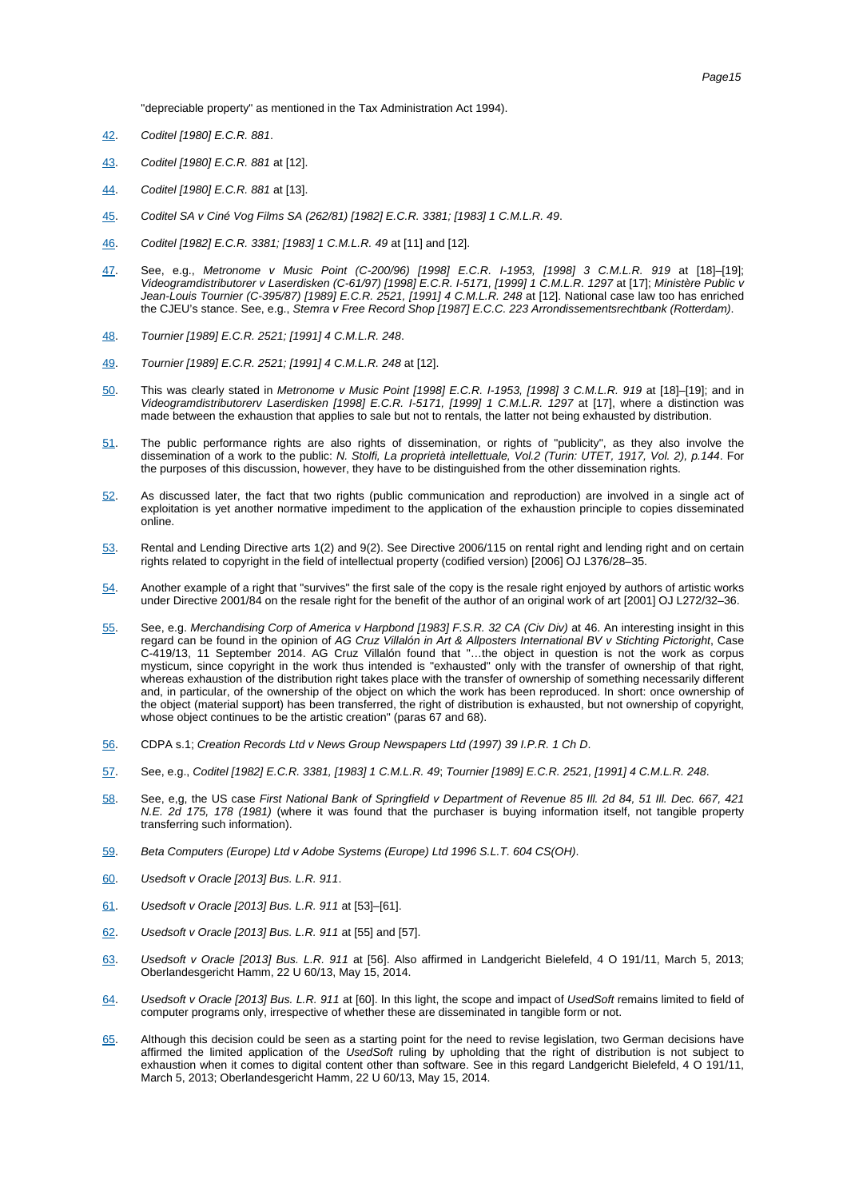"depreciable property" as mentioned in the Tax Administration Act 1994).

42. *Coditel [1980] E.C.R. 881*.

43. *Coditel [1980] E.C.R. 881* at [12].

44. *Coditel [1980] E.C.R. 881* at [13].

45. *Coditel SA v Ciné Vog Films SA (262/81) [1982] E.C.R. 3381; [1983] 1 C.M.L.R. 49*.

46. *Coditel [1982] E.C.R. 3381; [1983] 1 C.M.L.R. 49* at [11] and [12].

47. See, e.g., *Metronome v Music Point (C-200/96) [1998] E.C.R. I-1953, [1998] 3 C.M.L.R. 919* at [18]–[19]; *Videogramdistributorer v Laserdisken (C-61/97) [1998] E.C.R. I-5171, [1999] 1 C.M.L.R. 1297* at [17]; *Ministère Public v Jean-Louis Tournier (C-395/87) [1989] E.C.R. 2521, [1991] 4 C.M.L.R. 248* at [12]. National case law too has enriched the CJEU's stance. See, e.g., *Stemra v Free Record Shop [1987] E.C.C. 223 Arrondissementsrechtbank (Rotterdam)*.

48. *Tournier [1989] E.C.R. 2521; [1991] 4 C.M.L.R. 248*.

49. *Tournier [1989] E.C.R. 2521; [1991] 4 C.M.L.R. 248* at [12].

50. This was clearly stated in *Metronome v Music Point [1998] E.C.R. I-1953, [1998] 3 C.M.L.R. 919* at [18]–[19]; and in *Videogramdistributorerv Laserdisken [1998] E.C.R. I-5171, [1999] 1 C.M.L.R. 1297* at [17], where a distinction was made between the exhaustion that applies to sale but not to rentals, the latter not being exhausted by distribution.

51. The public performance rights are also rights of dissemination, or rights of "publicity", as they also involve the dissemination of a work to the public: *N. Stolfi, La proprietà intellettuale, Vol.2 (Turin: UTET, 1917, Vol. 2), p.144*. For the purposes of this discussion, however, they have to be distinguished from the other dissemination rights.

52. As discussed later, the fact that two rights (public communication and reproduction) are involved in a single act of exploitation is yet another normative impediment to the application of the exhaustion principle to copies disseminated online.

53. Rental and Lending Directive arts 1(2) and 9(2). See Directive 2006/115 on rental right and lending right and on certain rights related to copyright in the field of intellectual property (codified version) [2006] OJ L376/28–35.

54. Another example of a right that "survives" the first sale of the copy is the resale right enjoyed by authors of artistic works under Directive 2001/84 on the resale right for the benefit of the author of an original work of art [2001] OJ L272/32–36.

55. See, e.g. *Merchandising Corp of America v Harpbond [1983] F.S.R. 32 CA (Civ Div)* at 46. An interesting insight in this regard can be found in the opinion of *AG Cruz Villalón in Art & Allposters International BV v Stichting Pictoright*, Case C-419/13, 11 September 2014. AG Cruz Villalón found that "…the object in question is not the work as corpus mysticum, since copyright in the work thus intended is "exhausted" only with the transfer of ownership of that right, whereas exhaustion of the distribution right takes place with the transfer of ownership of something necessarily different and, in particular, of the ownership of the object on which the work has been reproduced. In short: once ownership of the object (material support) has been transferred, the right of distribution is exhausted, but not ownership of copyright, whose object continues to be the artistic creation" (paras 67 and 68).

56. CDPA s.1; *Creation Records Ltd v News Group Newspapers Ltd (1997) 39 I.P.R. 1 Ch D*.

57. See, e.g., *Coditel [1982] E.C.R. 3381, [1983] 1 C.M.L.R. 49*; *Tournier [1989] E.C.R. 2521, [1991] 4 C.M.L.R. 248*.

58. See, e,g, the US case *First National Bank of Springfield v Department of Revenue 85 Ill. 2d 84, 51 Ill. Dec. 667, 421 N.E. 2d 175, 178 (1981)* (where it was found that the purchaser is buying information itself, not tangible property transferring such information).

59. *Beta Computers (Europe) Ltd v Adobe Systems (Europe) Ltd 1996 S.L.T. 604 CS(OH)*.

60. *Usedsoft v Oracle [2013] Bus. L.R. 911*.

61. *Usedsoft v Oracle [2013] Bus. L.R. 911* at [53]–[61].

62. *Usedsoft v Oracle [2013] Bus. L.R. 911* at [55] and [57].

63. *Usedsoft v Oracle [2013] Bus. L.R. 911* at [56]. Also affirmed in Landgericht Bielefeld, 4 O 191/11, March 5, 2013; Oberlandesgericht Hamm, 22 U 60/13, May 15, 2014.

64. *Usedsoft v Oracle [2013] Bus. L.R. 911* at [60]. In this light, the scope and impact of *UsedSoft* remains limited to field of computer programs only, irrespective of whether these are disseminated in tangible form or not.

65. Although this decision could be seen as a starting point for the need to revise legislation, two German decisions have affirmed the limited application of the *UsedSoft* ruling by upholding that the right of distribution is not subject to exhaustion when it comes to digital content other than software. See in this regard Landgericht Bielefeld, 4 O 191/11, March 5, 2013; Oberlandesgericht Hamm, 22 U 60/13, May 15, 2014.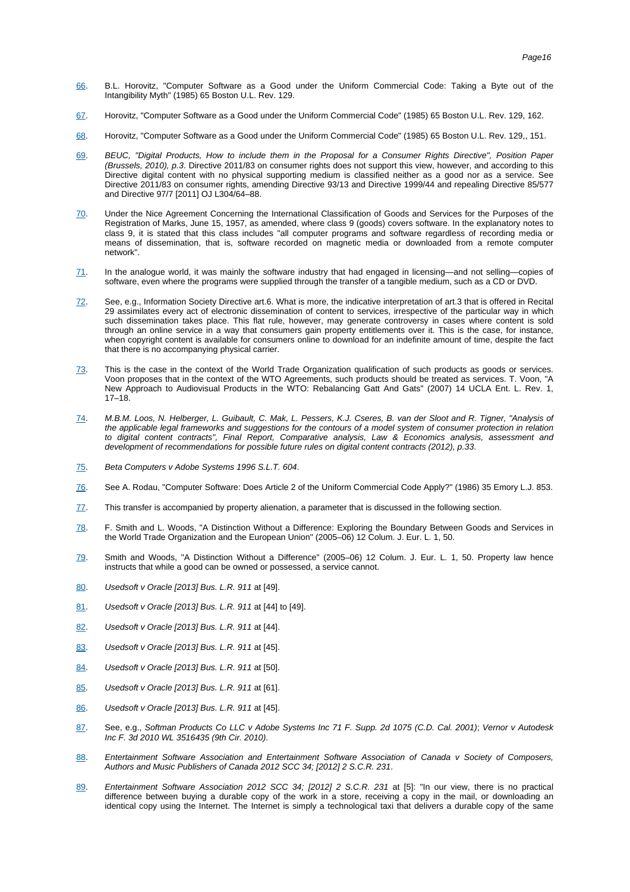66. B.L. Horovitz, "Computer Software as a Good under the Uniform Commercial Code: Taking a Byte out of the Intangibility Myth" (1985) 65 Boston U.L. Rev. 129.

67. Horovitz, "Computer Software as a Good under the Uniform Commercial Code" (1985) 65 Boston U.L. Rev. 129, 162.

68. Horovitz, "Computer Software as a Good under the Uniform Commercial Code" (1985) 65 Boston U.L. Rev. 129,, 151.

69. *BEUC, "Digital Products, How to include them in the Proposal for a Consumer Rights Directive", Position Paper (Brussels, 2010), p.3*. Directive 2011/83 on consumer rights does not support this view, however, and according to this Directive digital content with no physical supporting medium is classified neither as a good nor as a service. See Directive 2011/83 on consumer rights, amending Directive 93/13 and Directive 1999/44 and repealing Directive 85/577 and Directive 97/7 [2011] OJ L304/64–88.

70. Under the Nice Agreement Concerning the International Classification of Goods and Services for the Purposes of the Registration of Marks, June 15, 1957, as amended, where class 9 (goods) covers software. In the explanatory notes to class 9, it is stated that this class includes "all computer programs and software regardless of recording media or means of dissemination, that is, software recorded on magnetic media or downloaded from a remote computer network".

71. In the analogue world, it was mainly the software industry that had engaged in licensing—and not selling—copies of software, even where the programs were supplied through the transfer of a tangible medium, such as a CD or DVD.

72. See, e.g., Information Society Directive art.6. What is more, the indicative interpretation of art.3 that is offered in Recital 29 assimilates every act of electronic dissemination of content to services, irrespective of the particular way in which such dissemination takes place. This flat rule, however, may generate controversy in cases where content is sold through an online service in a way that consumers gain property entitlements over it. This is the case, for instance, when copyright content is available for consumers online to download for an indefinite amount of time, despite the fact that there is no accompanying physical carrier.

73. This is the case in the context of the World Trade Organization qualification of such products as goods or services. Voon proposes that in the context of the WTO Agreements, such products should be treated as services. T. Voon, "A New Approach to Audiovisual Products in the WTO: Rebalancing Gatt And Gats" (2007) 14 UCLA Ent. L. Rev. 1, 17–18.

74. *M.B.M. Loos, N. Helberger, L. Guibault, C. Mak, L. Pessers, K.J. Cseres, B. van der Sloot and R. Tigner, "Analysis of the applicable legal frameworks and suggestions for the contours of a model system of consumer protection in relation to digital content contracts", Final Report, Comparative analysis, Law & Economics analysis, assessment and development of recommendations for possible future rules on digital content contracts (2012), p.33.*

75. *Beta Computers v Adobe Systems 1996 S.L.T. 604*.

76. See A. Rodau, "Computer Software: Does Article 2 of the Uniform Commercial Code Apply?" (1986) 35 Emory L.J. 853.

77. This transfer is accompanied by property alienation, a parameter that is discussed in the following section.

78. F. Smith and L. Woods, "A Distinction Without a Difference: Exploring the Boundary Between Goods and Services in the World Trade Organization and the European Union" (2005–06) 12 Colum. J. Eur. L. 1, 50.

79. Smith and Woods, "A Distinction Without a Difference" (2005–06) 12 Colum. J. Eur. L. 1, 50. Property law hence instructs that while a good can be owned or possessed, a service cannot.

80. *Usedsoft v Oracle [2013] Bus. L.R. 911* at [49].

81. *Usedsoft v Oracle [2013] Bus. L.R. 911* at [44] to [49].

82. *Usedsoft v Oracle [2013] Bus. L.R. 911* at [44].

83. *Usedsoft v Oracle [2013] Bus. L.R. 911* at [45].

84. *Usedsoft v Oracle [2013] Bus. L.R. 911* at [50].

85. *Usedsoft v Oracle [2013] Bus. L.R. 911* at [61].

86. *Usedsoft v Oracle [2013] Bus. L.R. 911* at [45].

87. See, e.g., *Softman Products Co LLC v Adobe Systems Inc 71 F. Supp. 2d 1075 (C.D. Cal. 2001)*; *Vernor v Autodesk Inc F. 3d 2010 WL 3516435 (9th Cir. 2010)*.

88. *Entertainment Software Association and Entertainment Software Association of Canada v Society of Composers, Authors and Music Publishers of Canada 2012 SCC 34; [2012] 2 S.C.R. 231*.

89. *Entertainment Software Association 2012 SCC 34; [2012] 2 S.C.R. 231* at [5]: "In our view, there is no practical difference between buying a durable copy of the work in a store, receiving a copy in the mail, or downloading an identical copy using the Internet. The Internet is simply a technological taxi that delivers a durable copy of the same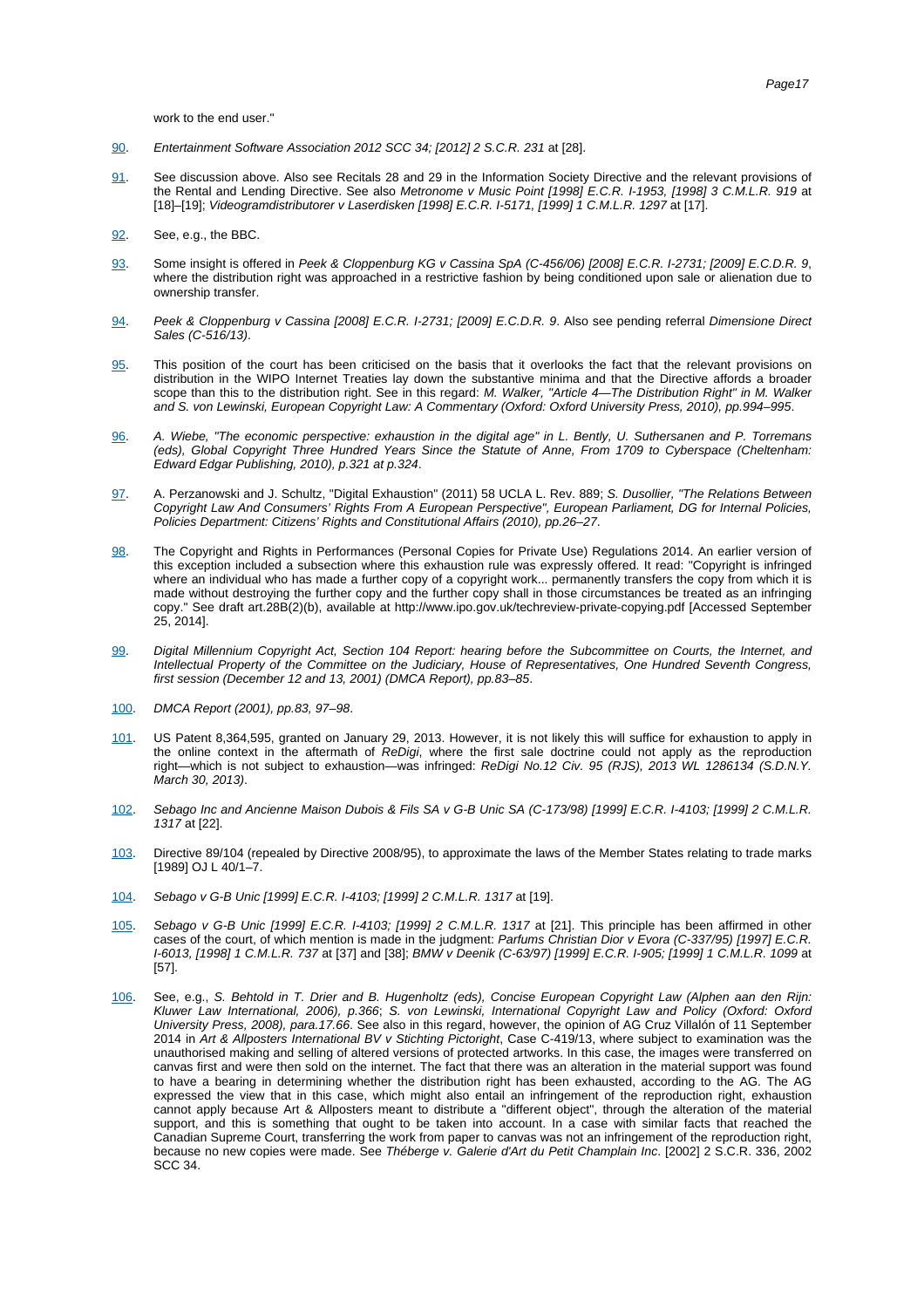work to the end user."

90. *Entertainment Software Association 2012 SCC 34; [2012] 2 S.C.R. 231* at [28].

91. See discussion above. Also see Recitals 28 and 29 in the Information Society Directive and the relevant provisions of the Rental and Lending Directive. See also *Metronome v Music Point [1998] E.C.R. I-1953, [1998] 3 C.M.L.R. 919* at [18]–[19]; *Videogramdistributorer v Laserdisken [1998] E.C.R. I-5171, [1999] 1 C.M.L.R. 1297* at [17].

92. See, e.g., the BBC.

93. Some insight is offered in *Peek & Cloppenburg KG v Cassina SpA (C-456/06) [2008] E.C.R. I-2731; [2009] E.C.D.R. 9*, where the distribution right was approached in a restrictive fashion by being conditioned upon sale or alienation due to ownership transfer.

94. *Peek & Cloppenburg v Cassina [2008] E.C.R. I-2731; [2009] E.C.D.R. 9*. Also see pending referral *Dimensione Direct Sales (C-516/13)*.

95. This position of the court has been criticised on the basis that it overlooks the fact that the relevant provisions on distribution in the WIPO Internet Treaties lay down the substantive minima and that the Directive affords a broader scope than this to the distribution right. See in this regard: *M. Walker, "Article 4—The Distribution Right" in M. Walker and S. von Lewinski, European Copyright Law: A Commentary (Oxford: Oxford University Press, 2010), pp.994–995*.

96. *A. Wiebe, "The economic perspective: exhaustion in the digital age" in L. Bently, U. Suthersanen and P. Torremans (eds), Global Copyright Three Hundred Years Since the Statute of Anne, From 1709 to Cyberspace (Cheltenham: Edward Edgar Publishing, 2010), p.321 at p.324*.

97. A. Perzanowski and J. Schultz, "Digital Exhaustion" (2011) 58 UCLA L. Rev. 889; *S. Dusollier, "The Relations Between Copyright Law And Consumers' Rights From A European Perspective", European Parliament, DG for Internal Policies, Policies Department: Citizens' Rights and Constitutional Affairs (2010), pp.26–27*.

98. The Copyright and Rights in Performances (Personal Copies for Private Use) Regulations 2014. An earlier version of this exception included a subsection where this exhaustion rule was expressly offered. It read: "Copyright is infringed where an individual who has made a further copy of a copyright work... permanently transfers the copy from which it is made without destroying the further copy and the further copy shall in those circumstances be treated as an infringing copy." See draft art.28B(2)(b), available at http://www.ipo.gov.uk/techreview-private-copying.pdf [Accessed September 25, 2014].

99. *Digital Millennium Copyright Act, Section 104 Report: hearing before the Subcommittee on Courts, the Internet, and Intellectual Property of the Committee on the Judiciary, House of Representatives, One Hundred Seventh Congress, first session (December 12 and 13, 2001) (DMCA Report), pp.83–85*.

100. *DMCA Report (2001), pp.83, 97–98*.

101. US Patent 8,364,595, granted on January 29, 2013. However, it is not likely this will suffice for exhaustion to apply in the online context in the aftermath of *ReDigi*, where the first sale doctrine could not apply as the reproduction right—which is not subject to exhaustion—was infringed: *ReDigi No.12 Civ. 95 (RJS), 2013 WL 1286134 (S.D.N.Y. March 30, 2013)*.

102. *Sebago Inc and Ancienne Maison Dubois & Fils SA v G-B Unic SA (C-173/98) [1999] E.C.R. I-4103; [1999] 2 C.M.L.R. 1317* at [22].

103. Directive 89/104 (repealed by Directive 2008/95), to approximate the laws of the Member States relating to trade marks [1989] OJ L 40/1–7.

104. *Sebago v G-B Unic [1999] E.C.R. I-4103; [1999] 2 C.M.L.R. 1317* at [19].

105. *Sebago v G-B Unic [1999] E.C.R. I-4103; [1999] 2 C.M.L.R. 1317* at [21]. This principle has been affirmed in other cases of the court, of which mention is made in the judgment: *Parfums Christian Dior v Evora (C-337/95) [1997] E.C.R. I-6013, [1998] 1 C.M.L.R. 737* at [37] and [38]; *BMW v Deenik (C-63/97) [1999] E.C.R. I-905; [1999] 1 C.M.L.R. 1099* at [57].

106. See, e.g., *S. Behtold in T. Drier and B. Hugenholtz (eds), Concise European Copyright Law (Alphen aan den Rijn: Kluwer Law International, 2006), p.366*; *S. von Lewinski, International Copyright Law and Policy (Oxford: Oxford University Press, 2008), para.17.66*. See also in this regard, however, the opinion of AG Cruz Villalón of 11 September 2014 in *Art & Allposters International BV v Stichting Pictoright*, Case C-419/13, where subject to examination was the unauthorised making and selling of altered versions of protected artworks. In this case, the images were transferred on canvas first and were then sold on the internet. The fact that there was an alteration in the material support was found to have a bearing in determining whether the distribution right has been exhausted, according to the AG. The AG expressed the view that in this case, which might also entail an infringement of the reproduction right, exhaustion cannot apply because Art & Allposters meant to distribute a "different object", through the alteration of the material support, and this is something that ought to be taken into account. In a case with similar facts that reached the Canadian Supreme Court, transferring the work from paper to canvas was not an infringement of the reproduction right, because no new copies were made. See *Théberge v. Galerie d'Art du Petit Champlain Inc*. [2002] 2 S.C.R. 336, 2002 SCC 34.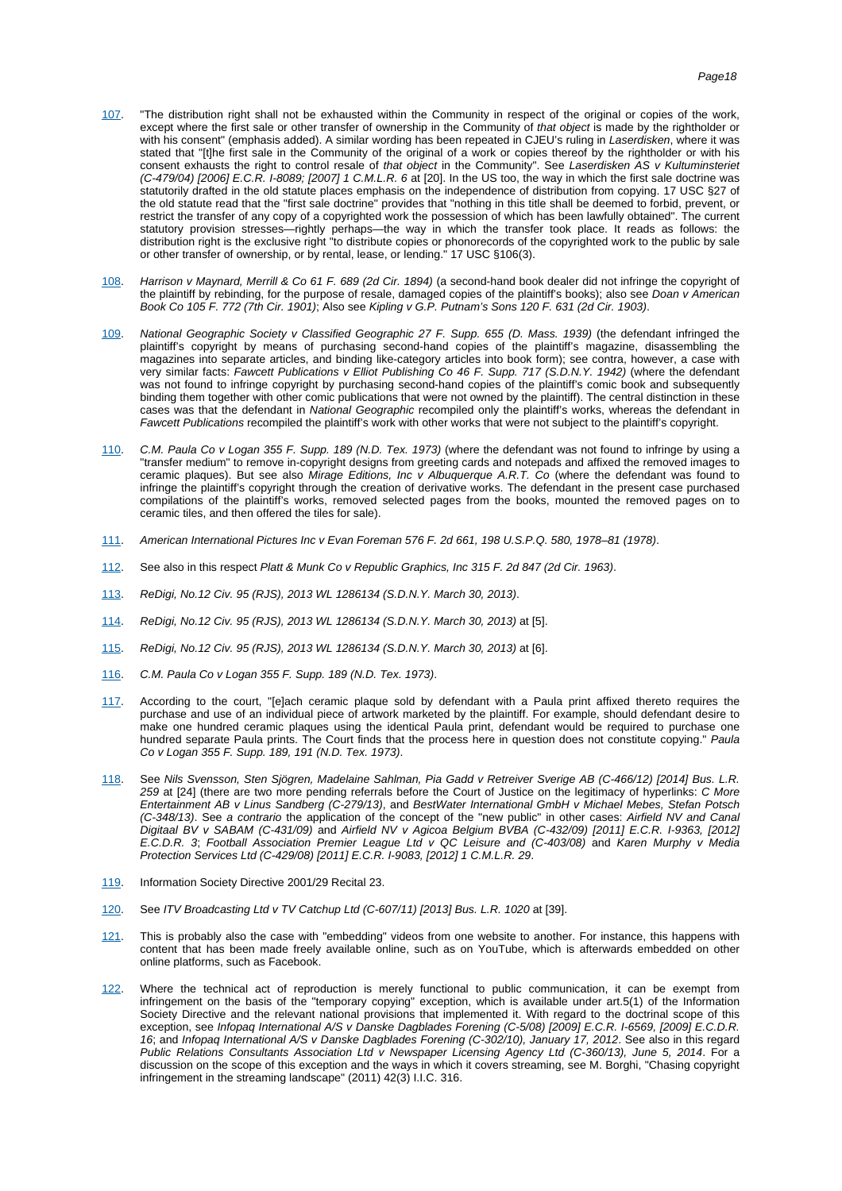107. "The distribution right shall not be exhausted within the Community in respect of the original or copies of the work, except where the first sale or other transfer of ownership in the Community of *that object* is made by the rightholder or with his consent" (emphasis added). A similar wording has been repeated in CJEU's ruling in *Laserdisken*, where it was stated that "[t]he first sale in the Community of the original of a work or copies thereof by the rightholder or with his consent exhausts the right to control resale of *that object* in the Community". See *Laserdisken AS v Kulturminsteriet (C-479/04) [2006] E.C.R. I-8089; [2007] 1 C.M.L.R. 6* at [20]. In the US too, the way in which the first sale doctrine was statutorily drafted in the old statute places emphasis on the independence of distribution from copying. 17 USC §27 of the old statute read that the "first sale doctrine" provides that "nothing in this title shall be deemed to forbid, prevent, or restrict the transfer of any copy of a copyrighted work the possession of which has been lawfully obtained". The current statutory provision stresses—rightly perhaps—the way in which the transfer took place. It reads as follows: the distribution right is the exclusive right "to distribute copies or phonorecords of the copyrighted work to the public by sale or other transfer of ownership, or by rental, lease, or lending." 17 USC §106(3).

108. *Harrison v Maynard, Merrill & Co 61 F. 689 (2d Cir. 1894)* (a second-hand book dealer did not infringe the copyright of the plaintiff by rebinding, for the purpose of resale, damaged copies of the plaintiff's books); also see *Doan v American Book Co 105 F. 772 (7th Cir. 1901)*; Also see *Kipling v G.P. Putnam's Sons 120 F. 631 (2d Cir. 1903)*.

109. *National Geographic Society v Classified Geographic 27 F. Supp. 655 (D. Mass. 1939)* (the defendant infringed the plaintiff's copyright by means of purchasing second-hand copies of the plaintiff's magazine, disassembling the magazines into separate articles, and binding like-category articles into book form); see contra, however, a case with very similar facts: *Fawcett Publications v Elliot Publishing Co 46 F. Supp. 717 (S.D.N.Y. 1942)* (where the defendant was not found to infringe copyright by purchasing second-hand copies of the plaintiff's comic book and subsequently binding them together with other comic publications that were not owned by the plaintiff). The central distinction in these cases was that the defendant in *National Geographic* recompiled only the plaintiff's works, whereas the defendant in *Fawcett Publications* recompiled the plaintiff's work with other works that were not subject to the plaintiff's copyright.

110. *C.M. Paula Co v Logan 355 F. Supp. 189 (N.D. Tex. 1973)* (where the defendant was not found to infringe by using a "transfer medium" to remove in-copyright designs from greeting cards and notepads and affixed the removed images to ceramic plaques). But see also *Mirage Editions, Inc v Albuquerque A.R.T. Co* (where the defendant was found to infringe the plaintiff's copyright through the creation of derivative works. The defendant in the present case purchased compilations of the plaintiff's works, removed selected pages from the books, mounted the removed pages on to ceramic tiles, and then offered the tiles for sale).

111. *American International Pictures Inc v Evan Foreman 576 F. 2d 661, 198 U.S.P.Q. 580, 1978–81 (1978)*.

112. See also in this respect *Platt & Munk Co v Republic Graphics, Inc 315 F. 2d 847 (2d Cir. 1963)*.

113. *ReDigi, No.12 Civ. 95 (RJS), 2013 WL 1286134 (S.D.N.Y. March 30, 2013)*.

114. *ReDigi, No.12 Civ. 95 (RJS), 2013 WL 1286134 (S.D.N.Y. March 30, 2013)* at [5].

115. *ReDigi, No.12 Civ. 95 (RJS), 2013 WL 1286134 (S.D.N.Y. March 30, 2013)* at [6].

116. *C.M. Paula Co v Logan 355 F. Supp. 189 (N.D. Tex. 1973)*.

117. According to the court, "[e]ach ceramic plaque sold by defendant with a Paula print affixed thereto requires the purchase and use of an individual piece of artwork marketed by the plaintiff. For example, should defendant desire to make one hundred ceramic plaques using the identical Paula print, defendant would be required to purchase one hundred separate Paula prints. The Court finds that the process here in question does not constitute copying." *Paula Co v Logan 355 F. Supp. 189, 191 (N.D. Tex. 1973)*.

118. See *Nils Svensson, Sten Sjögren, Madelaine Sahlman, Pia Gadd v Retreiver Sverige AB (C-466/12) [2014] Bus. L.R. 259* at [24] (there are two more pending referrals before the Court of Justice on the legitimacy of hyperlinks: *C More Entertainment AB v Linus Sandberg (C-279/13)*, and *BestWater International GmbH v Michael Mebes, Stefan Potsch (C-348/13)*. See *a contrario* the application of the concept of the "new public" in other cases: *Airfield NV and Canal Digitaal BV v SABAM (C-431/09)* and *Airfield NV v Agicoa Belgium BVBA (C-432/09) [2011] E.C.R. I-9363, [2012] E.C.D.R. 3*; *Football Association Premier League Ltd v QC Leisure and (C-403/08)* and *Karen Murphy v Media Protection Services Ltd (C-429/08) [2011] E.C.R. I-9083, [2012] 1 C.M.L.R. 29*.

119. Information Society Directive 2001/29 Recital 23.

120. See *ITV Broadcasting Ltd v TV Catchup Ltd (C-607/11) [2013] Bus. L.R. 1020* at [39].

121. This is probably also the case with "embedding" videos from one website to another. For instance, this happens with content that has been made freely available online, such as on YouTube, which is afterwards embedded on other online platforms, such as Facebook.

122. Where the technical act of reproduction is merely functional to public communication, it can be exempt from infringement on the basis of the "temporary copying" exception, which is available under art.5(1) of the Information Society Directive and the relevant national provisions that implemented it. With regard to the doctrinal scope of this exception, see *Infopaq International A/S v Danske Dagblades Forening (C-5/08) [2009] E.C.R. I-6569, [2009] E.C.D.R. 16*; and *Infopaq International A/S v Danske Dagblades Forening (C-302/10), January 17, 2012*. See also in this regard *Public Relations Consultants Association Ltd v Newspaper Licensing Agency Ltd (C-360/13), June 5, 2014*. For a discussion on the scope of this exception and the ways in which it covers streaming, see M. Borghi, "Chasing copyright infringement in the streaming landscape" (2011) 42(3) I.I.C. 316.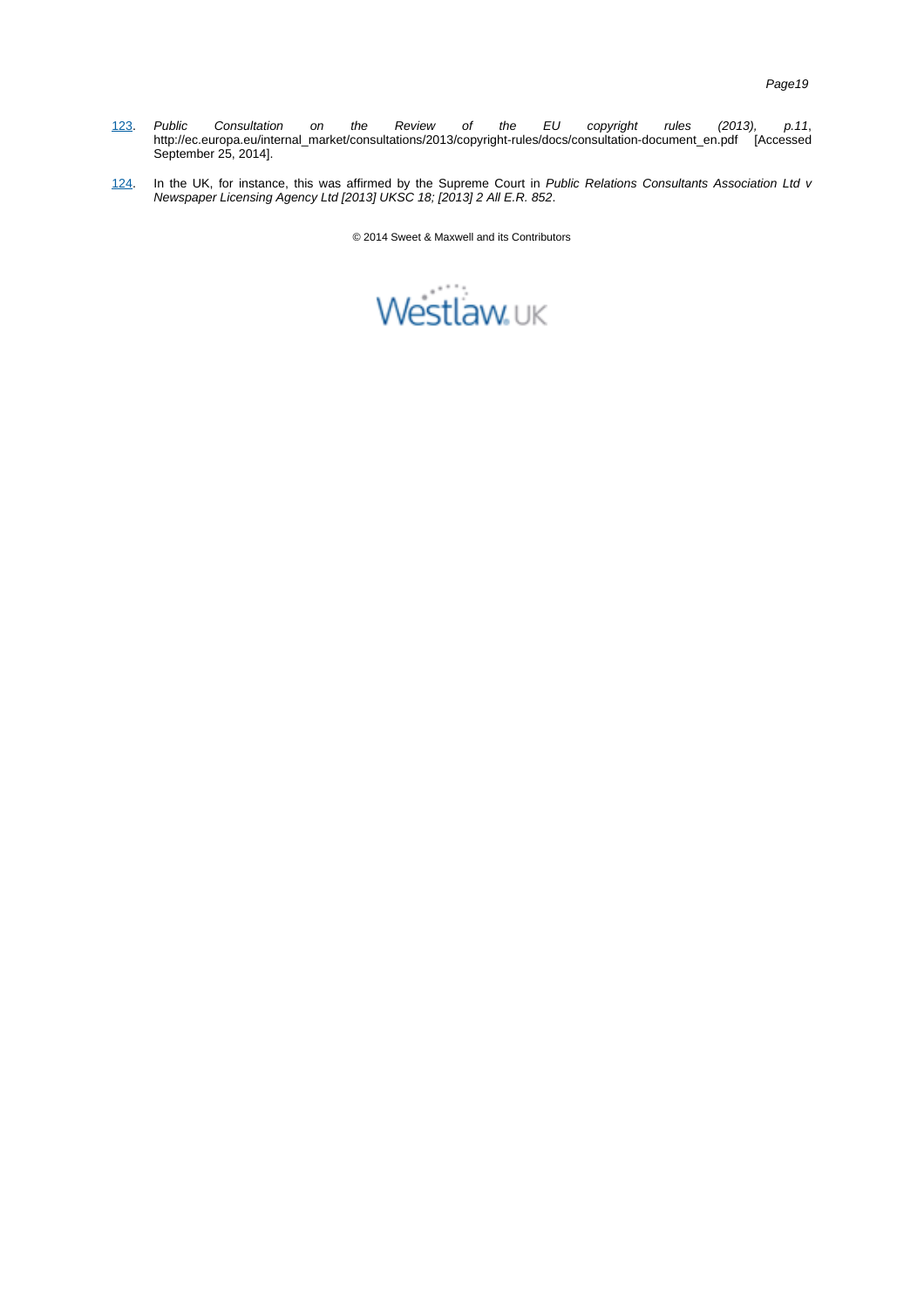123. *Public Consultation on the Review of the EU copyright rules (2013), p.11*, http://ec.europa.eu/internal_market/consultations/2013/copyright-rules/docs/consultation-document_en.pdf [Accessed September 25, 2014].

124. In the UK, for instance, this was affirmed by the Supreme Court in *Public Relations Consultants Association Ltd v Newspaper Licensing Agency Ltd [2013] UKSC 18; [2013] 2 All E.R. 852*.

© 2014 Sweet & Maxwell and its Contributors